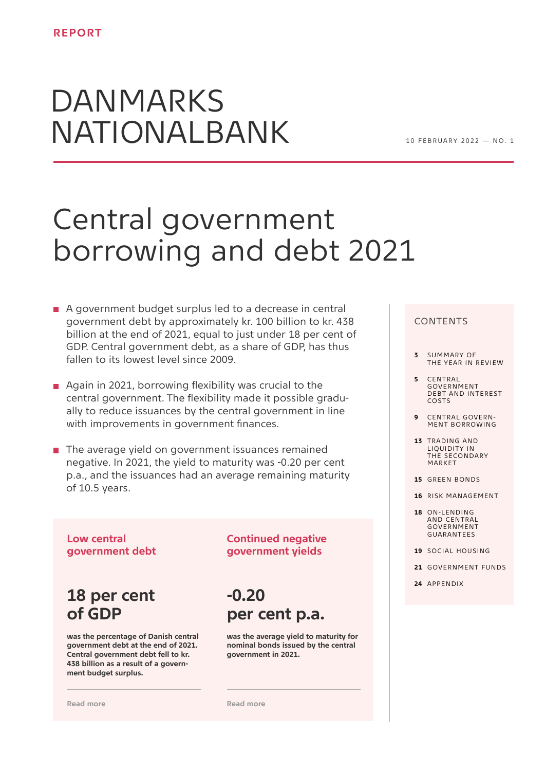REPORT

# DANMARKS NATIONALBANK

10 FEBRUARY 2022 — NO. 1

# Central government borrowing and debt 2021

- A government budget surplus led to a decrease in central government debt by approximately kr. 100 billion to kr. 438 billion at the end of 2021, equal to just under 18 per cent of GDP. Central government debt, as a share of GDP, has thus fallen to its lowest level since 2009.
- Again in 2021, borrowing flexibility was crucial to the central government. The flexibility made it possible gradually to reduce issuances by the central government in line with improvements in government finances.
- The average yield on government issuances remained negative. In 2021, the yield to maturity was -0.20 per cent p.a., and the issuances had an average remaining maturity of 10.5 years.

### Low central government debt

## 18 per cent of GDP

**was the percentage of Danish central government debt at the end of 2021. Central government debt fell to kr. 438 billion as a result of a government budget surplus.**

Read more

### Continued negative government yields

## -0.20 per cent p.a.

**was the average yield to maturity for nominal bonds issued by the central government in 2021.**

Read more

CONTENTS

- 3 SUMMARY OF THE YEAR IN REVIEW
- 5 CENTRAL GOVERNMENT DEBT AND INTEREST COSTS
- 9 CENTRAL GOVERNMENT BORROWING
- 13 TRADING AND LIQUIDITY IN THE SECONDARY MARKET
- 15 GREEN BONDS
- 16 RISK MANAGEMENT
- 18 ON-LENDING AND CENTRAL GOVERNMENT GUARANTEES
- 19 SOCIAL HOUSING
- 21 GOVERNMENT FUNDS
- 24 APPENDIX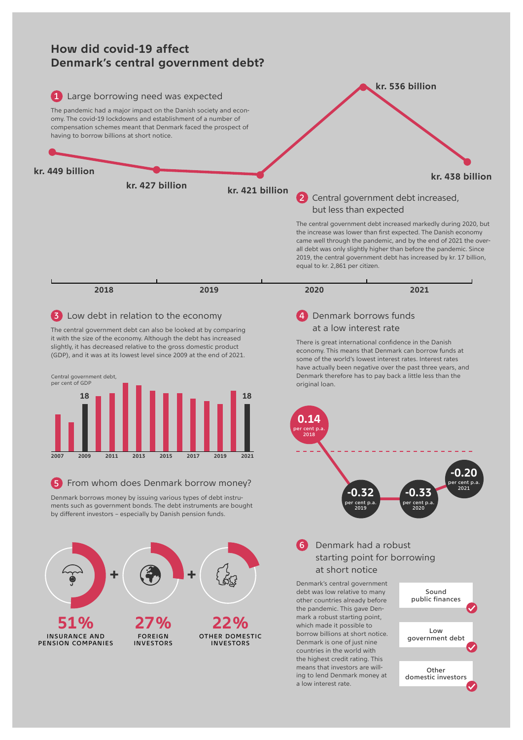# How did covid-19 affect Denmark's central government debt?

## 1 Large borrowing need was expected

The pandemic had a major impact on the Danish society and economy. The covid-19 lockdowns and establishment of a number of compensation schemes meant that Denmark faced the prospect of having to borrow billions at short notice.

kr. 449 billion

kr. 427 billion

kr. 421 billion

kr. 536 billion

kr. 438 billion

2018 | 2019 | 2020 | 2021

## 2 Central government debt increased, but less than expected

The central government debt increased markedly during 2020, but the increase was lower than first expected. The Danish economy came well through the pandemic, and by the end of 2021 the overall debt was only slightly higher than before the pandemic. Since 2019, the central government debt has increased by kr. 17 billion, equal to kr. 2,861 per citizen.

## 3 Low debt in relation to the economy

The central government debt can also be looked at by comparing it with the size of the economy. Although the debt has increased slightly, it has decreased relative to the gross domestic product (GDP), and it was at its lowest level since 2009 at the end of 2021.

Central government debt, per cent of GDP

2009: 18

2021: 18

2007 | 2009 | 2011 | 2013 | 2015 | 2017 | 2019 | 2021

## 4 Denmark borrows funds at a low interest rate

There is great international confidence in the Danish economy. This means that Denmark can borrow funds at some of the world's lowest interest rates. Interest rates have actually been negative over the past three years, and Denmark therefore has to pay back a little less than the original loan.

- 0.14 per cent p.a. 2018
- -0.32 per cent p.a. 2019
- -0.33 per cent p.a. 2020
- -0.20 per cent p.a. 2021

## 5 From whom does Denmark borrow money?

Denmark borrows money by issuing various types of debt instruments such as government bonds. The debt instruments are bought by different investors – especially by Danish pension funds.

**51%** INSURANCE AND PENSION COMPANIES + **27%** FOREIGN INVESTORS + **22%** OTHER DOMESTIC INVESTORS

## 6 Denmark had a robust starting point for borrowing at short notice

Denmark's central government debt was low relative to many other countries already before the pandemic. This gave Denmark a robust starting point, which made it possible to borrow billions at short notice. Denmark is one of just nine countries in the world with the highest credit rating. This means that investors are willing to lend Denmark money at a low interest rate.

- Sound public finances ✓
- Low government debt ✓
- Other domestic investors ✓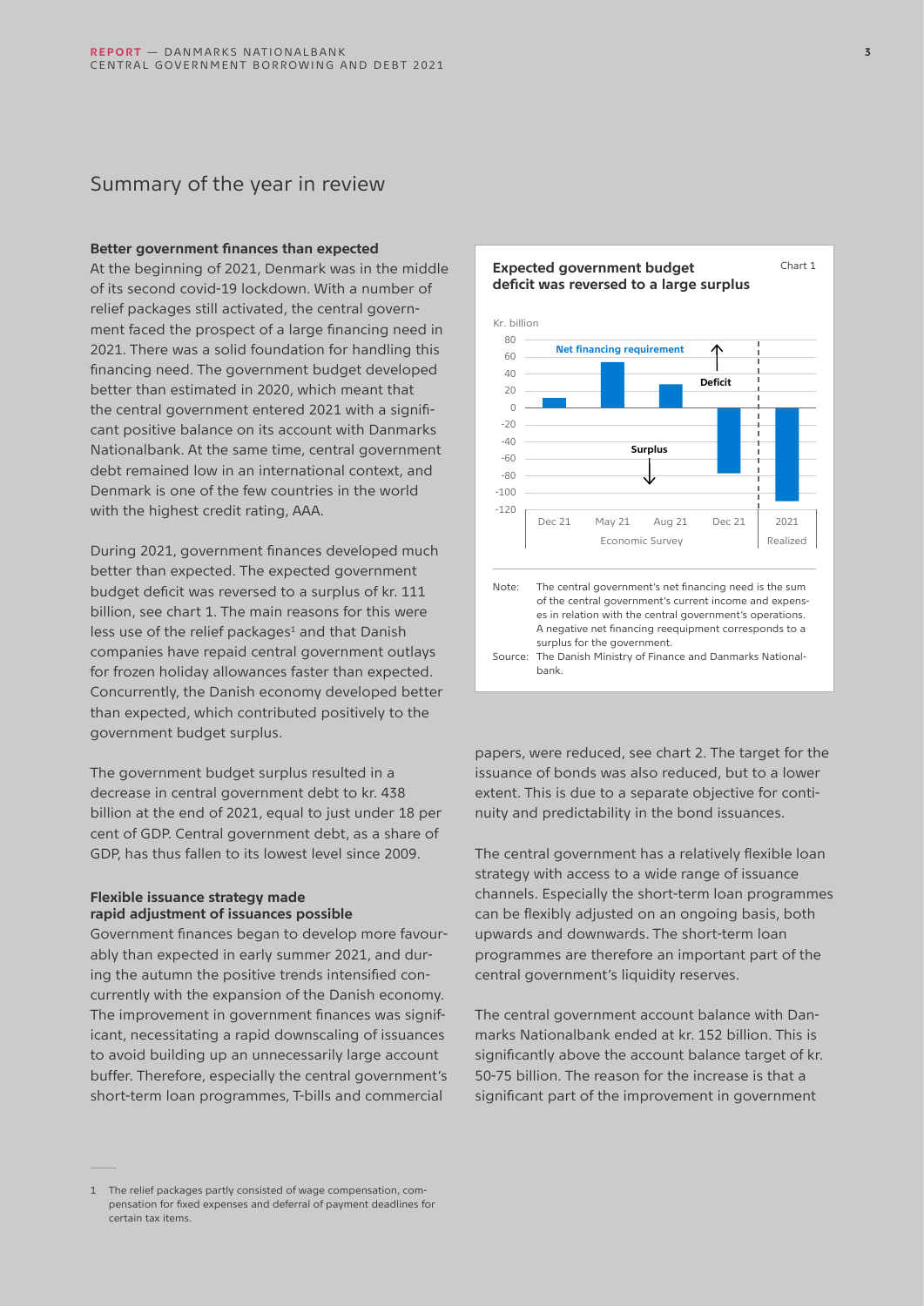# Summary of the year in review

**Better government finances than expected**

At the beginning of 2021, Denmark was in the middle of its second covid-19 lockdown. With a number of relief packages still activated, the central government faced the prospect of a large financing need in 2021. There was a solid foundation for handling this financing need. The government budget developed better than estimated in 2020, which meant that the central government entered 2021 with a significant positive balance on its account with Danmarks Nationalbank. At the same time, central government debt remained low in an international context, and Denmark is one of the few countries in the world with the highest credit rating, AAA.

During 2021, government finances developed much better than expected. The expected government budget deficit was reversed to a surplus of kr. 111 billion, see chart 1. The main reasons for this were less use of the relief packages[1] and that Danish companies have repaid central government outlays for frozen holiday allowances faster than expected. Concurrently, the Danish economy developed better than expected, which contributed positively to the government budget surplus.

The government budget surplus resulted in a decrease in central government debt to kr. 438 billion at the end of 2021, equal to just under 18 per cent of GDP. Central government debt, as a share of GDP, has thus fallen to its lowest level since 2009.

**Flexible issuance strategy made rapid adjustment of issuances possible**

Government finances began to develop more favourably than expected in early summer 2021, and during the autumn the positive trends intensified concurrently with the expansion of the Danish economy. The improvement in government finances was significant, necessitating a rapid downscaling of issuances to avoid building up an unnecessarily large account buffer. Therefore, especially the central government's short-term loan programmes, T-bills and commercial papers, were reduced, see chart 2. The target for the issuance of bonds was also reduced, but to a lower extent. This is due to a separate objective for continuity and predictability in the bond issuances.

**Expected government budget deficit was reversed to a large surplus** (Chart 1)

Kr. billion

| | Economic Survey | | | | Realized |
|---|---|---|---|---|---|
| | Dec 21 | May 21 | Aug 21 | Dec 21 | 2021 |
| Net financing requirement | ~12 | ~54 | ~28 | ~-77 | ~-111 |

(Positive values: Deficit; negative values: Surplus)

Note: The central government's net financing need is the sum of the central government's current income and expenses in relation with the central government's operations. A negative net financing reequipment corresponds to a surplus for the government.

Source: The Danish Ministry of Finance and Danmarks Nationalbank.

The central government has a relatively flexible loan strategy with access to a wide range of issuance channels. Especially the short-term loan programmes can be flexibly adjusted on an ongoing basis, both upwards and downwards. The short-term loan programmes are therefore an important part of the central government's liquidity reserves.

The central government account balance with Danmarks Nationalbank ended at kr. 152 billion. This is significantly above the account balance target of kr. 50-75 billion. The reason for the increase is that a significant part of the improvement in government

---

1 The relief packages partly consisted of wage compensation, compensation for fixed expenses and deferral of payment deadlines for certain tax items.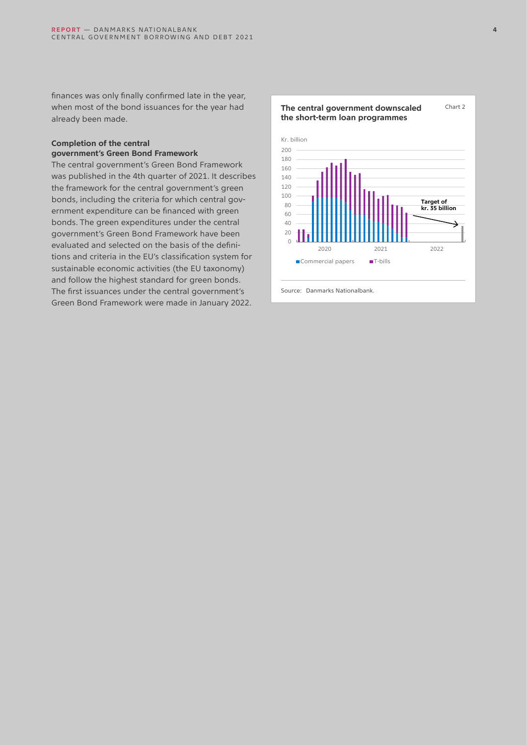finances was only finally confirmed late in the year, when most of the bond issuances for the year had already been made.

**Completion of the central government's Green Bond Framework**

The central government's Green Bond Framework was published in the 4th quarter of 2021. It describes the framework for the central government's green bonds, including the criteria for which central government expenditure can be financed with green bonds. The green expenditures under the central government's Green Bond Framework have been evaluated and selected on the basis of the definitions and criteria in the EU's classification system for sustainable economic activities (the EU taxonomy) and follow the highest standard for green bonds. The first issuances under the central government's Green Bond Framework were made in January 2022.

**The central government downscaled the short-term loan programmes** — Chart 2

Kr. billion

Target of kr. 35 billion

Commercial papers · T-bills

Source: Danmarks Nationalbank.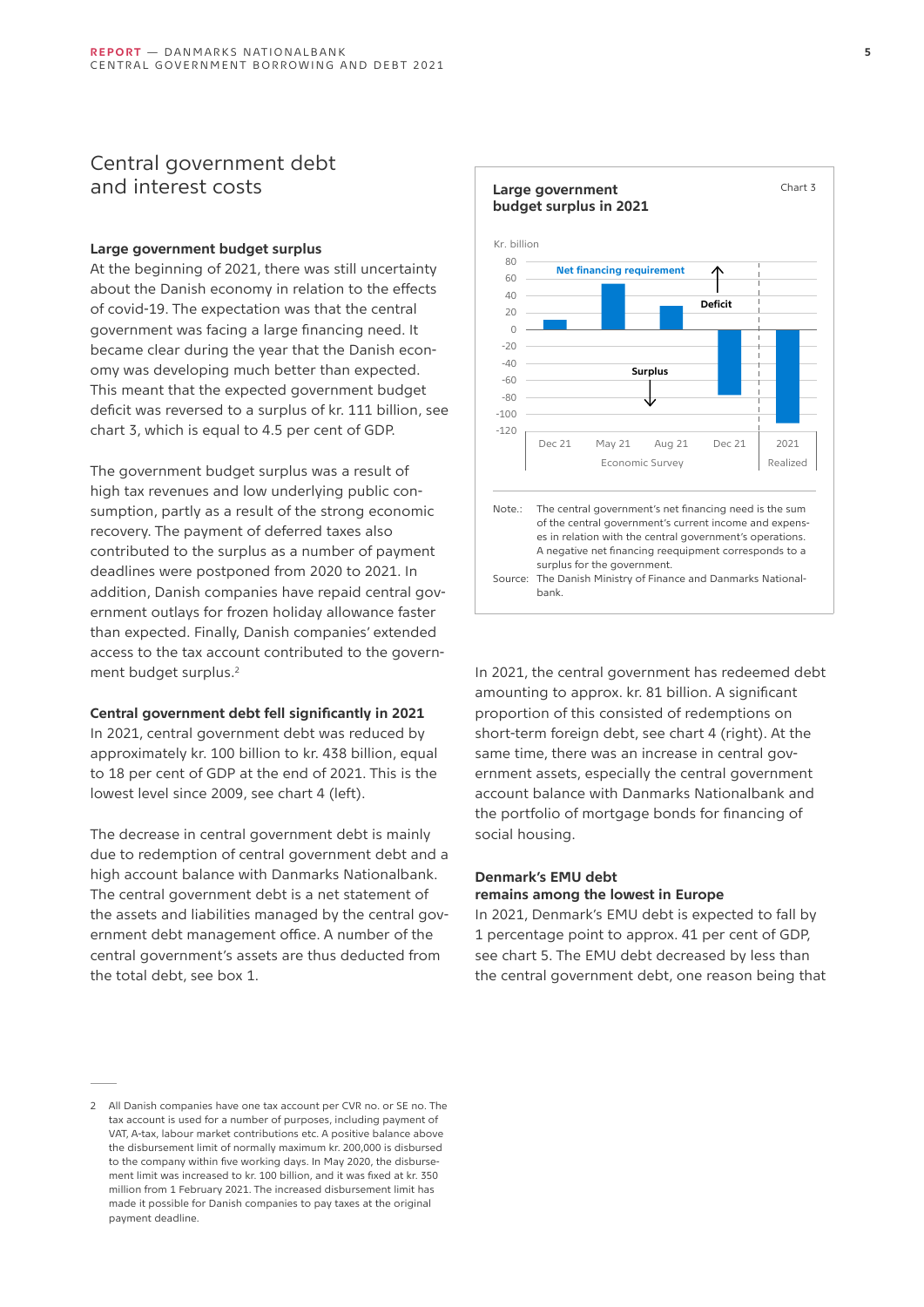## Central government debt and interest costs

### Large government budget surplus

At the beginning of 2021, there was still uncertainty about the Danish economy in relation to the effects of covid-19. The expectation was that the central government was facing a large financing need. It became clear during the year that the Danish economy was developing much better than expected. This meant that the expected government budget deficit was reversed to a surplus of kr. 111 billion, see chart 3, which is equal to 4.5 per cent of GDP.

The government budget surplus was a result of high tax revenues and low underlying public consumption, partly as a result of the strong economic recovery. The payment of deferred taxes also contributed to the surplus as a number of payment deadlines were postponed from 2020 to 2021. In addition, Danish companies have repaid central government outlays for frozen holiday allowance faster than expected. Finally, Danish companies' extended access to the tax account contributed to the government budget surplus.[2]

### Central government debt fell significantly in 2021

In 2021, central government debt was reduced by approximately kr. 100 billion to kr. 438 billion, equal to 18 per cent of GDP at the end of 2021. This is the lowest level since 2009, see chart 4 (left).

The decrease in central government debt is mainly due to redemption of central government debt and a high account balance with Danmarks Nationalbank. The central government debt is a net statement of the assets and liabilities managed by the central government debt management office. A number of the central government's assets are thus deducted from the total debt, see box 1.

**Large government budget surplus in 2021** — Chart 3

Kr. billion

| | Net financing requirement (Kr. billion) |
|---|---|
| Economic Survey: Dec 21 | approx. 11 |
| Economic Survey: May 21 | approx. 54 |
| Economic Survey: Aug 21 | approx. 28 |
| Economic Survey: Dec 21 | approx. -77 |
| Realized: 2021 | approx. -111 |

Deficit ↑ / Surplus ↓

Note.: The central government's net financing need is the sum of the central government's current income and expenses in relation with the central government's operations. A negative net financing reequipment corresponds to a surplus for the government.
Source: The Danish Ministry of Finance and Danmarks Nationalbank.

In 2021, the central government has redeemed debt amounting to approx. kr. 81 billion. A significant proportion of this consisted of redemptions on short-term foreign debt, see chart 4 (right). At the same time, there was an increase in central government assets, especially the central government account balance with Danmarks Nationalbank and the portfolio of mortgage bonds for financing of social housing.

### Denmark's EMU debt remains among the lowest in Europe

In 2021, Denmark's EMU debt is expected to fall by 1 percentage point to approx. 41 per cent of GDP, see chart 5. The EMU debt decreased by less than the central government debt, one reason being that

---

2 All Danish companies have one tax account per CVR no. or SE no. The tax account is used for a number of purposes, including payment of VAT, A-tax, labour market contributions etc. A positive balance above the disbursement limit of normally maximum kr. 200,000 is disbursed to the company within five working days. In May 2020, the disbursement limit was increased to kr. 100 billion, and it was fixed at kr. 350 million from 1 February 2021. The increased disbursement limit has made it possible for Danish companies to pay taxes at the original payment deadline.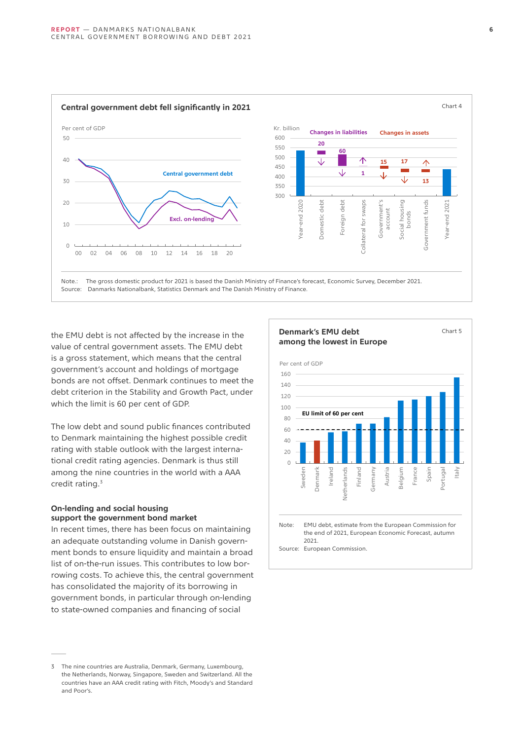**Central government debt fell significantly in 2021**

Chart 4

Note.: The gross domestic product for 2021 is based the Danish Ministry of Finance's forecast, Economic Survey, December 2021.
Source: Danmarks Nationalbank, Statistics Denmark and The Danish Ministry of Finance.

the EMU debt is not affected by the increase in the value of central government assets. The EMU debt is a gross statement, which means that the central government's account and holdings of mortgage bonds are not offset. Denmark continues to meet the debt criterion in the Stability and Growth Pact, under which the limit is 60 per cent of GDP.

The low debt and sound public finances contributed to Denmark maintaining the highest possible credit rating with stable outlook with the largest international credit rating agencies. Denmark is thus still among the nine countries in the world with a AAA credit rating.[3]

### On-lending and social housing support the government bond market

In recent times, there has been focus on maintaining an adequate outstanding volume in Danish government bonds to ensure liquidity and maintain a broad list of on-the-run issues. This contributes to low borrowing costs. To achieve this, the central government has consolidated the majority of its borrowing in government bonds, in particular through on-lending to state-owned companies and financing of social

**Denmark's EMU debt among the lowest in Europe**

Chart 5

Note: EMU debt, estimate from the European Commission for the end of 2021, European Economic Forecast, autumn 2021.
Source: European Commission.

3 The nine countries are Australia, Denmark, Germany, Luxembourg, the Netherlands, Norway, Singapore, Sweden and Switzerland. All the countries have an AAA credit rating with Fitch, Moody's and Standard and Poor's.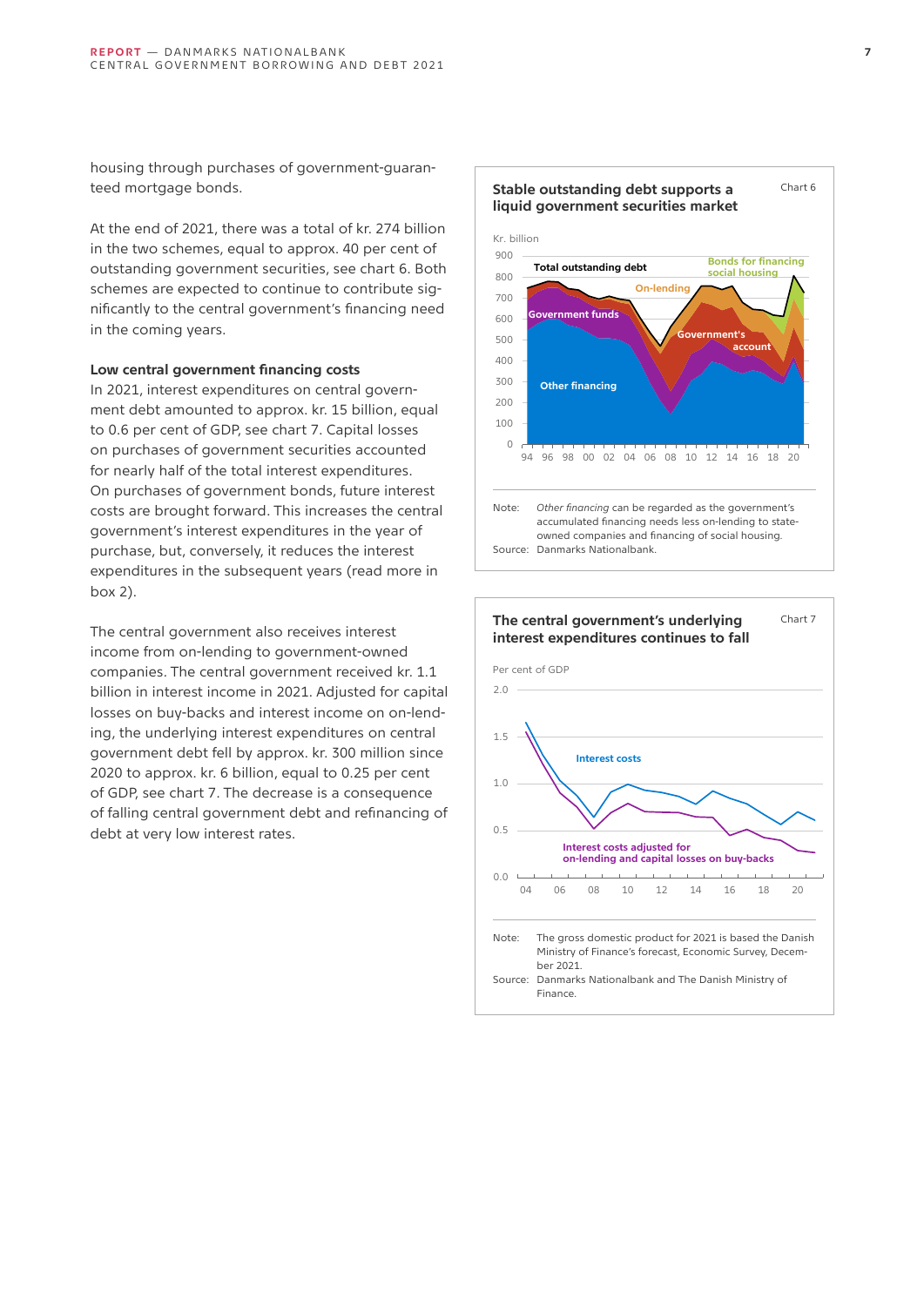housing through purchases of government-guaranteed mortgage bonds.

At the end of 2021, there was a total of kr. 274 billion in the two schemes, equal to approx. 40 per cent of outstanding government securities, see chart 6. Both schemes are expected to continue to contribute significantly to the central government's financing need in the coming years.

**Low central government financing costs**

In 2021, interest expenditures on central government debt amounted to approx. kr. 15 billion, equal to 0.6 per cent of GDP, see chart 7. Capital losses on purchases of government securities accounted for nearly half of the total interest expenditures. On purchases of government bonds, future interest costs are brought forward. This increases the central government's interest expenditures in the year of purchase, but, conversely, it reduces the interest expenditures in the subsequent years (read more in box 2).

The central government also receives interest income from on-lending to government-owned companies. The central government received kr. 1.1 billion in interest income in 2021. Adjusted for capital losses on buy-backs and interest income on on-lending, the underlying interest expenditures on central government debt fell by approx. kr. 300 million since 2020 to approx. kr. 6 billion, equal to 0.25 per cent of GDP, see chart 7. The decrease is a consequence of falling central government debt and refinancing of debt at very low interest rates.

**Stable outstanding debt supports a liquid government securities market** — Chart 6

Kr. billion

Total outstanding debt; Bonds for financing social housing; On-lending; Government funds; Government's account; Other financing

Note: *Other financing* can be regarded as the government's accumulated financing needs less on-lending to state-owned companies and financing of social housing.
Source: Danmarks Nationalbank.

**The central government's underlying interest expenditures continues to fall** — Chart 7

Per cent of GDP

Interest costs; Interest costs adjusted for on-lending and capital losses on buy-backs

Note: The gross domestic product for 2021 is based the Danish Ministry of Finance's forecast, Economic Survey, December 2021.
Source: Danmarks Nationalbank and The Danish Ministry of Finance.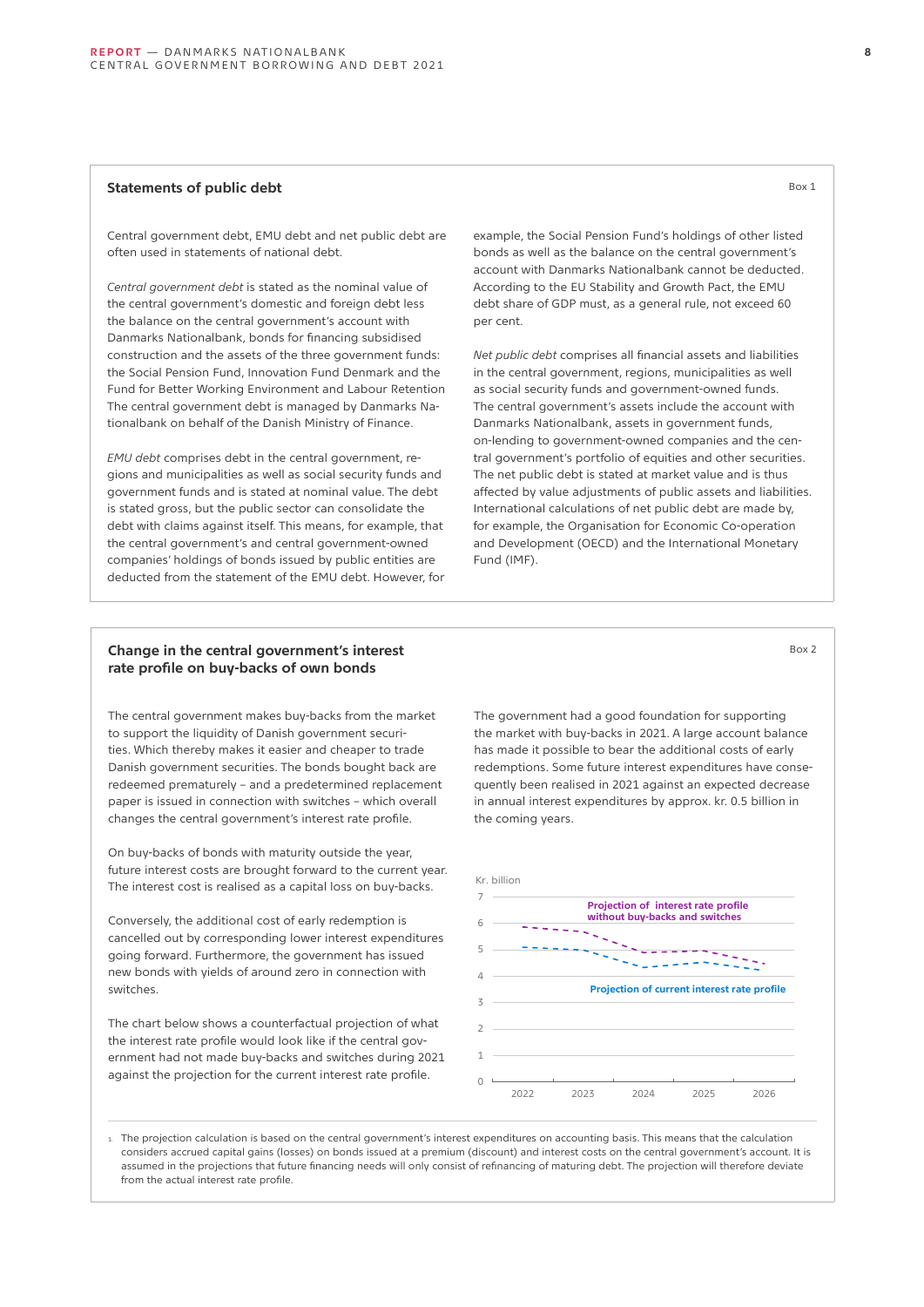## Statements of public debt

Box 1

Central government debt, EMU debt and net public debt are often used in statements of national debt.

*Central government debt* is stated as the nominal value of the central government's domestic and foreign debt less the balance on the central government's account with Danmarks Nationalbank, bonds for financing subsidised construction and the assets of the three government funds: the Social Pension Fund, Innovation Fund Denmark and the Fund for Better Working Environment and Labour Retention The central government debt is managed by Danmarks Nationalbank on behalf of the Danish Ministry of Finance.

*EMU debt* comprises debt in the central government, regions and municipalities as well as social security funds and government funds and is stated at nominal value. The debt is stated gross, but the public sector can consolidate the debt with claims against itself. This means, for example, that the central government's and central government-owned companies' holdings of bonds issued by public entities are deducted from the statement of the EMU debt. However, for example, the Social Pension Fund's holdings of other listed bonds as well as the balance on the central government's account with Danmarks Nationalbank cannot be deducted. According to the EU Stability and Growth Pact, the EMU debt share of GDP must, as a general rule, not exceed 60 per cent.

*Net public debt* comprises all financial assets and liabilities in the central government, regions, municipalities as well as social security funds and government-owned funds. The central government's assets include the account with Danmarks Nationalbank, assets in government funds, on-lending to government-owned companies and the central government's portfolio of equities and other securities. The net public debt is stated at market value and is thus affected by value adjustments of public assets and liabilities. International calculations of net public debt are made by, for example, the Organisation for Economic Co-operation and Development (OECD) and the International Monetary Fund (IMF).

## Change in the central government's interest rate profile on buy-backs of own bonds

Box 2

The central government makes buy-backs from the market to support the liquidity of Danish government securities. Which thereby makes it easier and cheaper to trade Danish government securities. The bonds bought back are redeemed prematurely – and a predetermined replacement paper is issued in connection with switches – which overall changes the central government's interest rate profile.

On buy-backs of bonds with maturity outside the year, future interest costs are brought forward to the current year. The interest cost is realised as a capital loss on buy-backs.

Conversely, the additional cost of early redemption is cancelled out by corresponding lower interest expenditures going forward. Furthermore, the government has issued new bonds with yields of around zero in connection with switches.

The chart below shows a counterfactual projection of what the interest rate profile would look like if the central government had not made buy-backs and switches during 2021 against the projection for the current interest rate profile.

The government had a good foundation for supporting the market with buy-backs in 2021. A large account balance has made it possible to bear the additional costs of early redemptions. Some future interest expenditures have consequently been realised in 2021 against an expected decrease in annual interest expenditures by approx. kr. 0.5 billion in the coming years.

Kr. billion

Projection of interest rate profile without buy-backs and switches

Projection of current interest rate profile

1. The projection calculation is based on the central government's interest expenditures on accounting basis. This means that the calculation considers accrued capital gains (losses) on bonds issued at a premium (discount) and interest costs on the central government's account. It is assumed in the projections that future financing needs will only consist of refinancing of maturing debt. The projection will therefore deviate from the actual interest rate profile.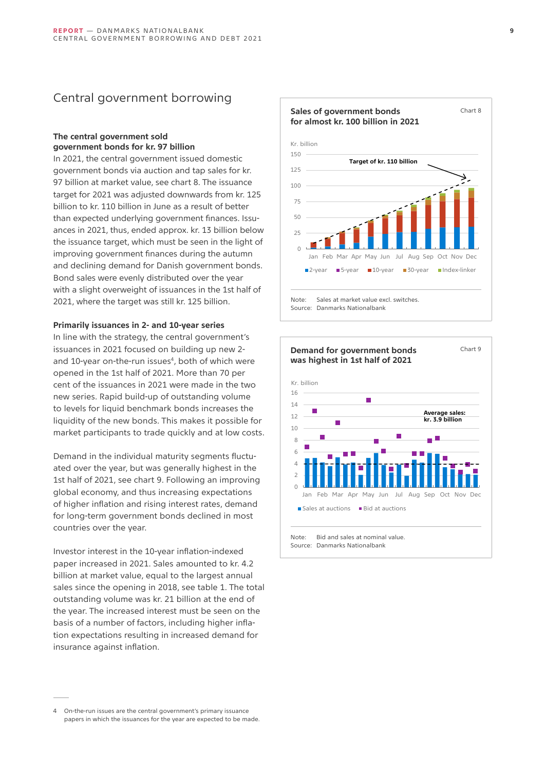## Central government borrowing

### The central government sold government bonds for kr. 97 billion

In 2021, the central government issued domestic government bonds via auction and tap sales for kr. 97 billion at market value, see chart 8. The issuance target for 2021 was adjusted downwards from kr. 125 billion to kr. 110 billion in June as a result of better than expected underlying government finances. Issuances in 2021, thus, ended approx. kr. 13 billion below the issuance target, which must be seen in the light of improving government finances during the autumn and declining demand for Danish government bonds. Bond sales were evenly distributed over the year with a slight overweight of issuances in the 1st half of 2021, where the target was still kr. 125 billion.

### Primarily issuances in 2- and 10-year series

In line with the strategy, the central government's issuances in 2021 focused on building up new 2- and 10-year on-the-run issues[4], both of which were opened in the 1st half of 2021. More than 70 per cent of the issuances in 2021 were made in the two new series. Rapid build-up of outstanding volume to levels for liquid benchmark bonds increases the liquidity of the new bonds. This makes it possible for market participants to trade quickly and at low costs.

Demand in the individual maturity segments fluctuated over the year, but was generally highest in the 1st half of 2021, see chart 9. Following an improving global economy, and thus increasing expectations of higher inflation and rising interest rates, demand for long-term government bonds declined in most countries over the year.

Investor interest in the 10-year inflation-indexed paper increased in 2021. Sales amounted to kr. 4.2 billion at market value, equal to the largest annual sales since the opening in 2018, see table 1. The total outstanding volume was kr. 21 billion at the end of the year. The increased interest must be seen on the basis of a number of factors, including higher inflation expectations resulting in increased demand for insurance against inflation.

**Sales of government bonds for almost kr. 100 billion in 2021** — Chart 8

Kr. billion. Target of kr. 110 billion. Series: 2-year, 5-year, 10-year, 30-year, Index-linker. Months Jan–Dec.

Note: Sales at market value excl. switches.
Source: Danmarks Nationalbank

**Demand for government bonds was highest in 1st half of 2021** — Chart 9

Kr. billion. Average sales: kr. 3.9 billion. Series: Sales at auctions, Bid at auctions. Months Jan–Dec.

Note: Bid and sales at nominal value.
Source: Danmarks Nationalbank

4 On-the-run issues are the central government's primary issuance papers in which the issuances for the year are expected to be made.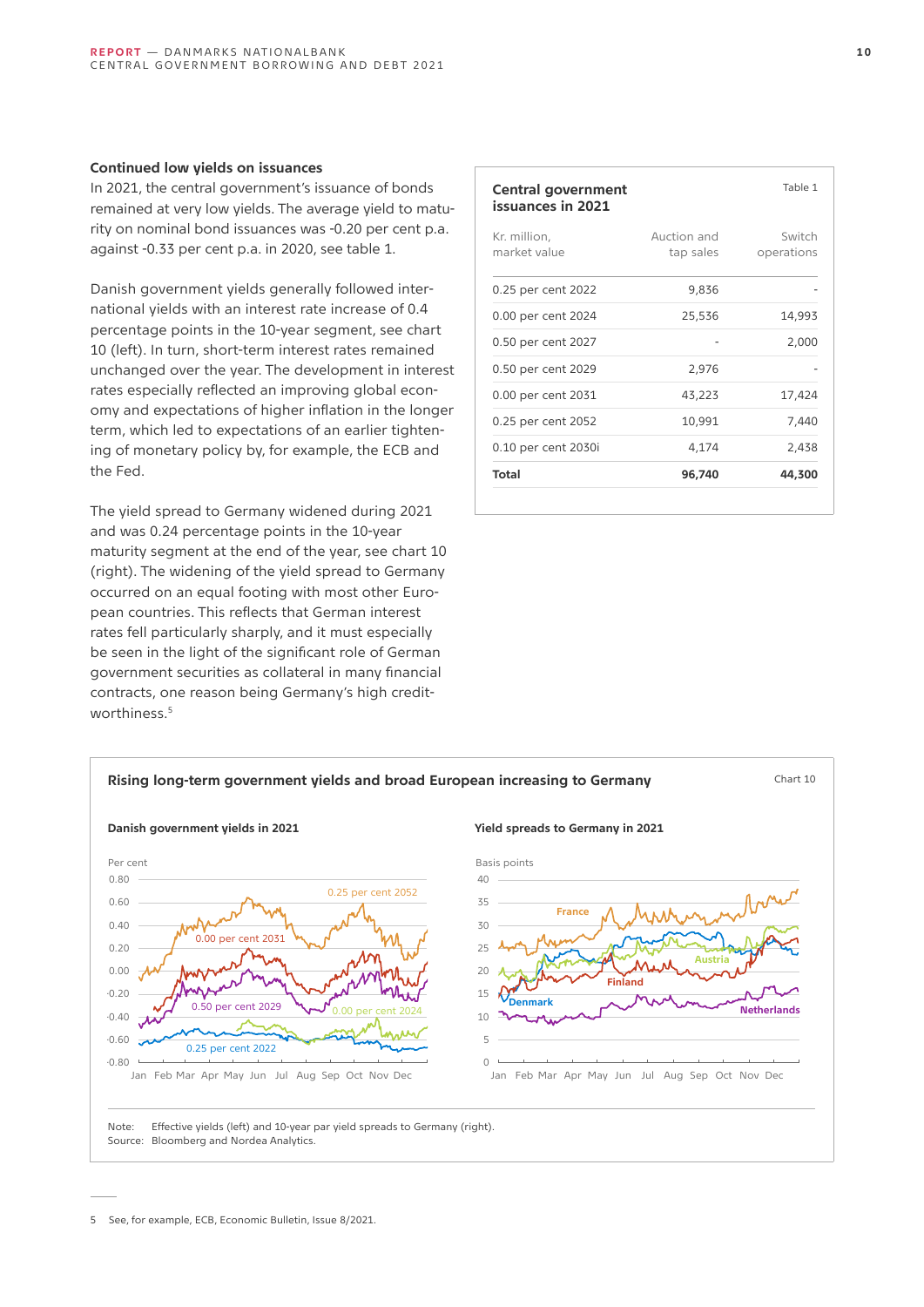### Continued low yields on issuances

In 2021, the central government's issuance of bonds remained at very low yields. The average yield to maturity on nominal bond issuances was -0.20 per cent p.a. against -0.33 per cent p.a. in 2020, see table 1.

Danish government yields generally followed international yields with an interest rate increase of 0.4 percentage points in the 10-year segment, see chart 10 (left). In turn, short-term interest rates remained unchanged over the year. The development in interest rates especially reflected an improving global economy and expectations of higher inflation in the longer term, which led to expectations of an earlier tightening of monetary policy by, for example, the ECB and the Fed.

The yield spread to Germany widened during 2021 and was 0.24 percentage points in the 10-year maturity segment at the end of the year, see chart 10 (right). The widening of the yield spread to Germany occurred on an equal footing with most other European countries. This reflects that German interest rates fell particularly sharply, and it must especially be seen in the light of the significant role of German government securities as collateral in many financial contracts, one reason being Germany's high creditworthiness.[5]

**Central government issuances in 2021** — Table 1

| Kr. million, market value | Auction and tap sales | Switch operations |
|---|---|---|
| 0.25 per cent 2022 | 9,836 | - |
| 0.00 per cent 2024 | 25,536 | 14,993 |
| 0.50 per cent 2027 | - | 2,000 |
| 0.50 per cent 2029 | 2,976 | - |
| 0.00 per cent 2031 | 43,223 | 17,424 |
| 0.25 per cent 2052 | 10,991 | 7,440 |
| 0.10 per cent 2030i | 4,174 | 2,438 |
| **Total** | **96,740** | **44,300** |

**Rising long-term government yields and broad European increasing to Germany** — Chart 10

Danish government yields in 2021

Yield spreads to Germany in 2021

Note: Effective yields (left) and 10-year par yield spreads to Germany (right).
Source: Bloomberg and Nordea Analytics.

5 See, for example, ECB, Economic Bulletin, Issue 8/2021.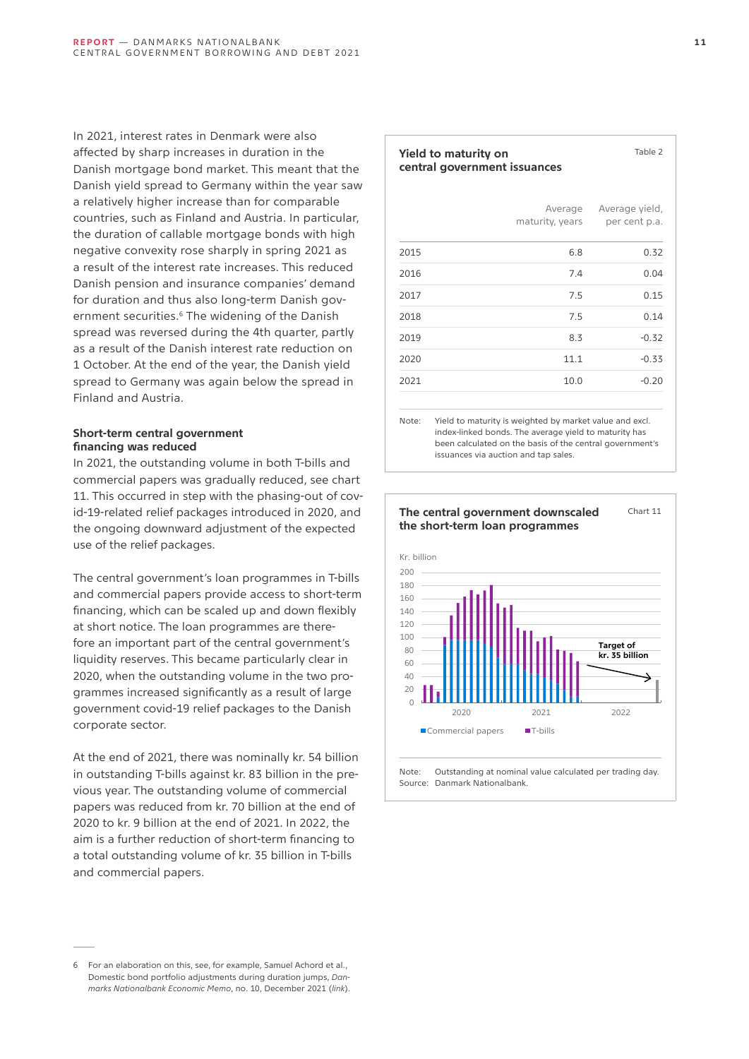In 2021, interest rates in Denmark were also affected by sharp increases in duration in the Danish mortgage bond market. This meant that the Danish yield spread to Germany within the year saw a relatively higher increase than for comparable countries, such as Finland and Austria. In particular, the duration of callable mortgage bonds with high negative convexity rose sharply in spring 2021 as a result of the interest rate increases. This reduced Danish pension and insurance companies' demand for duration and thus also long-term Danish government securities.[6] The widening of the Danish spread was reversed during the 4th quarter, partly as a result of the Danish interest rate reduction on 1 October. At the end of the year, the Danish yield spread to Germany was again below the spread in Finland and Austria.

### Short-term central government financing was reduced

In 2021, the outstanding volume in both T-bills and commercial papers was gradually reduced, see chart 11. This occurred in step with the phasing-out of covid-19-related relief packages introduced in 2020, and the ongoing downward adjustment of the expected use of the relief packages.

The central government's loan programmes in T-bills and commercial papers provide access to short-term financing, which can be scaled up and down flexibly at short notice. The loan programmes are therefore an important part of the central government's liquidity reserves. This became particularly clear in 2020, when the outstanding volume in the two programmes increased significantly as a result of large government covid-19 relief packages to the Danish corporate sector.

At the end of 2021, there was nominally kr. 54 billion in outstanding T-bills against kr. 83 billion in the previous year. The outstanding volume of commercial papers was reduced from kr. 70 billion at the end of 2020 to kr. 9 billion at the end of 2021. In 2022, the aim is a further reduction of short-term financing to a total outstanding volume of kr. 35 billion in T-bills and commercial papers.

**Yield to maturity on central government issuances** — Table 2

| | Average maturity, years | Average yield, per cent p.a. |
|---|---|---|
| 2015 | 6.8 | 0.32 |
| 2016 | 7.4 | 0.04 |
| 2017 | 7.5 | 0.15 |
| 2018 | 7.5 | 0.14 |
| 2019 | 8.3 | -0.32 |
| 2020 | 11.1 | -0.33 |
| 2021 | 10.0 | -0.20 |

Note: Yield to maturity is weighted by market value and excl. index-linked bonds. The average yield to maturity has been calculated on the basis of the central government's issuances via auction and tap sales.

**The central government downscaled the short-term loan programmes** — Chart 11

Note: Outstanding at nominal value calculated per trading day.
Source: Danmark Nationalbank.

---

6 For an elaboration on this, see, for example, Samuel Achord et al., Domestic bond portfolio adjustments during duration jumps, *Danmarks Nationalbank Economic Memo*, no. 10, December 2021 (*link*).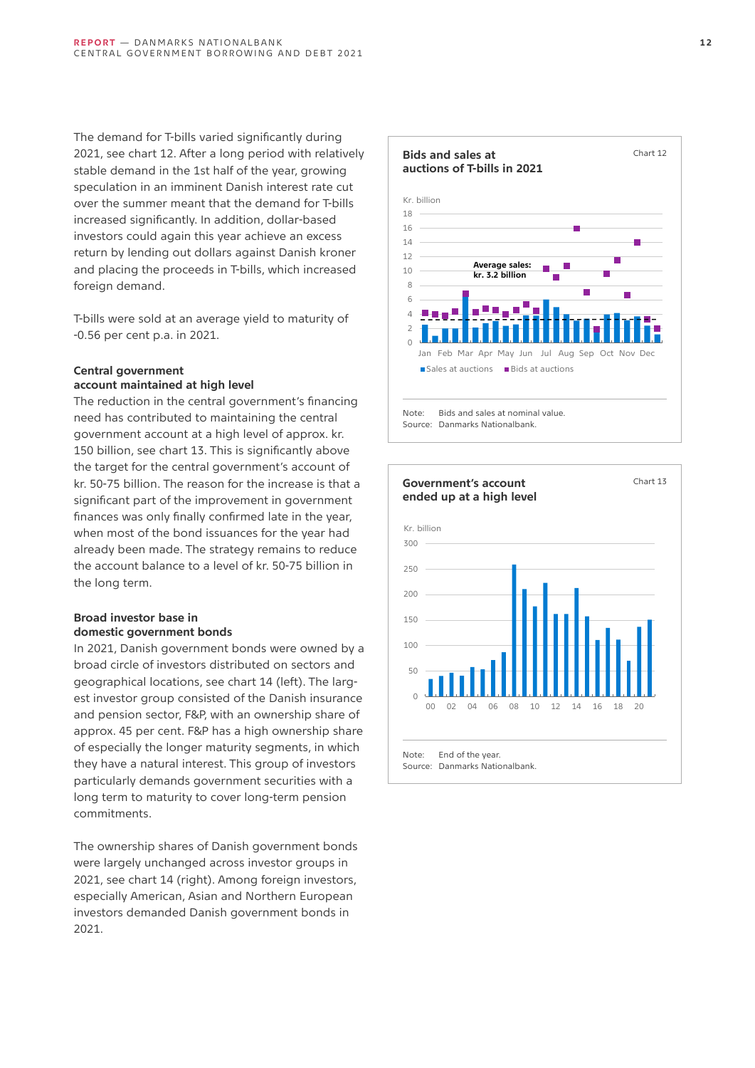The demand for T-bills varied significantly during 2021, see chart 12. After a long period with relatively stable demand in the 1st half of the year, growing speculation in an imminent Danish interest rate cut over the summer meant that the demand for T-bills increased significantly. In addition, dollar-based investors could again this year achieve an excess return by lending out dollars against Danish kroner and placing the proceeds in T-bills, which increased foreign demand.

T-bills were sold at an average yield to maturity of -0.56 per cent p.a. in 2021.

### Central government account maintained at high level

The reduction in the central government's financing need has contributed to maintaining the central government account at a high level of approx. kr. 150 billion, see chart 13. This is significantly above the target for the central government's account of kr. 50-75 billion. The reason for the increase is that a significant part of the improvement in government finances was only finally confirmed late in the year, when most of the bond issuances for the year had already been made. The strategy remains to reduce the account balance to a level of kr. 50-75 billion in the long term.

### Broad investor base in domestic government bonds

In 2021, Danish government bonds were owned by a broad circle of investors distributed on sectors and geographical locations, see chart 14 (left). The largest investor group consisted of the Danish insurance and pension sector, F&P, with an ownership share of approx. 45 per cent. F&P has a high ownership share of especially the longer maturity segments, in which they have a natural interest. This group of investors particularly demands government securities with a long term to maturity to cover long-term pension commitments.

The ownership shares of Danish government bonds were largely unchanged across investor groups in 2021, see chart 14 (right). Among foreign investors, especially American, Asian and Northern European investors demanded Danish government bonds in 2021.

**Bids and sales at auctions of T-bills in 2021** — Chart 12

Note: Bids and sales at nominal value.
Source: Danmarks Nationalbank.

**Government's account ended up at a high level** — Chart 13

Note: End of the year.
Source: Danmarks Nationalbank.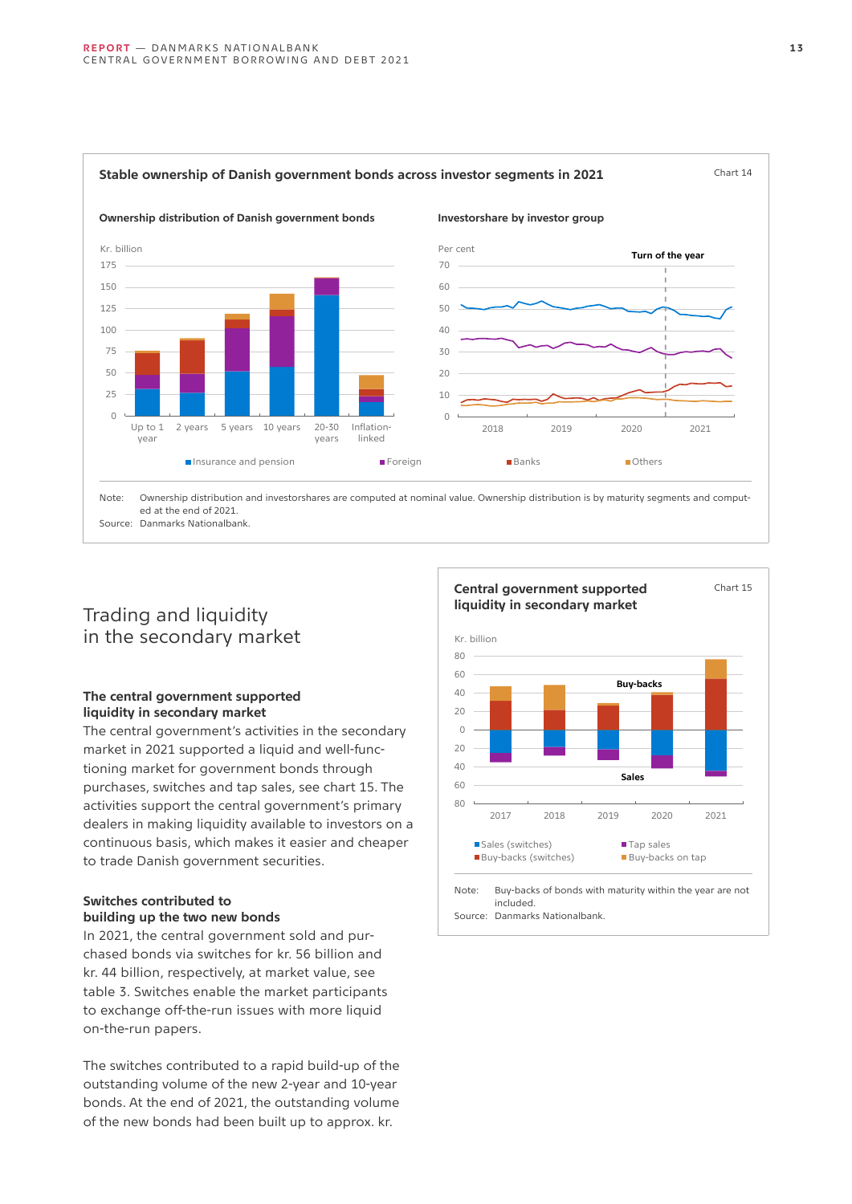**Stable ownership of Danish government bonds across investor segments in 2021**

Chart 14

Ownership distribution of Danish government bonds

Investorshare by investor group

Note: Ownership distribution and investorshares are computed at nominal value. Ownership distribution is by maturity segments and computed at the end of 2021.
Source: Danmarks Nationalbank.

# Trading and liquidity in the secondary market

### The central government supported liquidity in secondary market

The central government's activities in the secondary market in 2021 supported a liquid and well-functioning market for government bonds through purchases, switches and tap sales, see chart 15. The activities support the central government's primary dealers in making liquidity available to investors on a continuous basis, which makes it easier and cheaper to trade Danish government securities.

### Switches contributed to building up the two new bonds

In 2021, the central government sold and purchased bonds via switches for kr. 56 billion and kr. 44 billion, respectively, at market value, see table 3. Switches enable the market participants to exchange off-the-run issues with more liquid on-the-run papers.

The switches contributed to a rapid build-up of the outstanding volume of the new 2-year and 10-year bonds. At the end of 2021, the outstanding volume of the new bonds had been built up to approx. kr.

**Central government supported liquidity in secondary market**

Chart 15

Note: Buy-backs of bonds with maturity within the year are not included.
Source: Danmarks Nationalbank.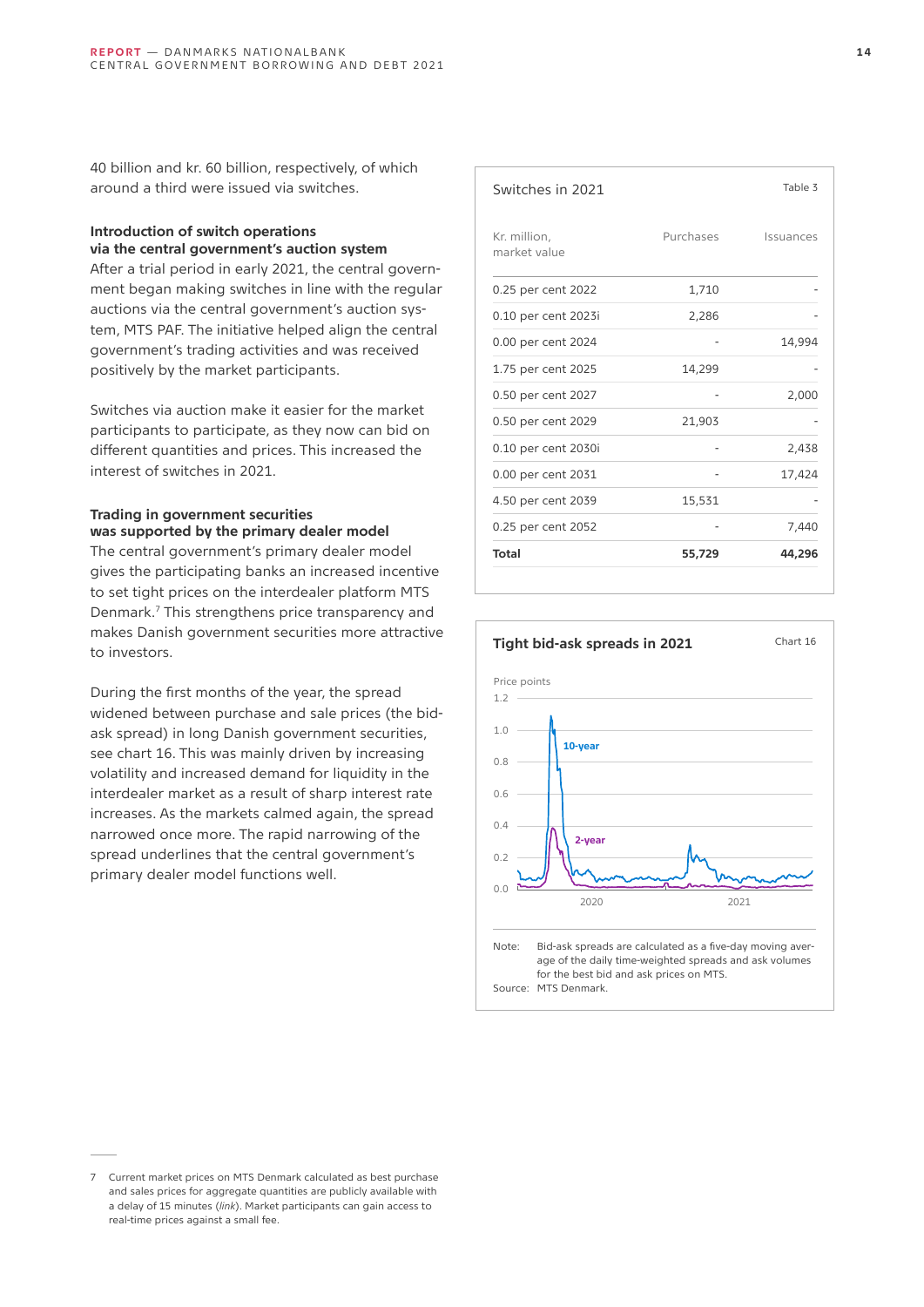40 billion and kr. 60 billion, respectively, of which around a third were issued via switches.

### Introduction of switch operations via the central government's auction system

After a trial period in early 2021, the central government began making switches in line with the regular auctions via the central government's auction system, MTS PAF. The initiative helped align the central government's trading activities and was received positively by the market participants.

Switches via auction make it easier for the market participants to participate, as they now can bid on different quantities and prices. This increased the interest of switches in 2021.

### Trading in government securities was supported by the primary dealer model

The central government's primary dealer model gives the participating banks an increased incentive to set tight prices on the interdealer platform MTS Denmark.[7] This strengthens price transparency and makes Danish government securities more attractive to investors.

During the first months of the year, the spread widened between purchase and sale prices (the bid-ask spread) in long Danish government securities, see chart 16. This was mainly driven by increasing volatility and increased demand for liquidity in the interdealer market as a result of sharp interest rate increases. As the markets calmed again, the spread narrowed once more. The rapid narrowing of the spread underlines that the central government's primary dealer model functions well.

**Switches in 2021** — Table 3

| Kr. million, market value | Purchases | Issuances |
|---|---|---|
| 0.25 per cent 2022 | 1,710 | - |
| 0.10 per cent 2023i | 2,286 | - |
| 0.00 per cent 2024 | - | 14,994 |
| 1.75 per cent 2025 | 14,299 | - |
| 0.50 per cent 2027 | - | 2,000 |
| 0.50 per cent 2029 | 21,903 | - |
| 0.10 per cent 2030i | - | 2,438 |
| 0.00 per cent 2031 | - | 17,424 |
| 4.50 per cent 2039 | 15,531 | - |
| 0.25 per cent 2052 | - | 7,440 |
| **Total** | **55,729** | **44,296** |

**Tight bid-ask spreads in 2021** — Chart 16

Price points

Note: Bid-ask spreads are calculated as a five-day moving average of the daily time-weighted spreads and ask volumes for the best bid and ask prices on MTS.

Source: MTS Denmark.

7 Current market prices on MTS Denmark calculated as best purchase and sales prices for aggregate quantities are publicly available with a delay of 15 minutes (*link*). Market participants can gain access to real-time prices against a small fee.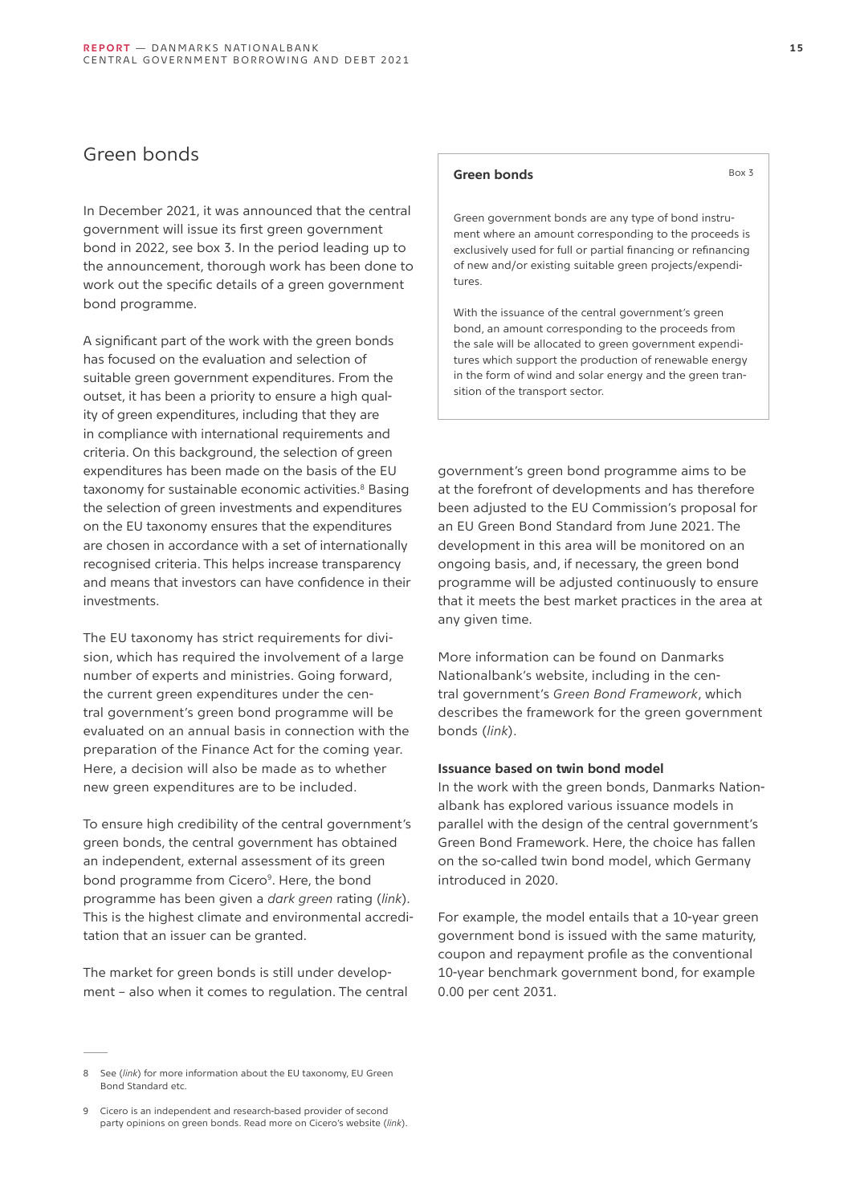## Green bonds

In December 2021, it was announced that the central government will issue its first green government bond in 2022, see box 3. In the period leading up to the announcement, thorough work has been done to work out the specific details of a green government bond programme.

A significant part of the work with the green bonds has focused on the evaluation and selection of suitable green government expenditures. From the outset, it has been a priority to ensure a high quality of green expenditures, including that they are in compliance with international requirements and criteria. On this background, the selection of green expenditures has been made on the basis of the EU taxonomy for sustainable economic activities.[8] Basing the selection of green investments and expenditures on the EU taxonomy ensures that the expenditures are chosen in accordance with a set of internationally recognised criteria. This helps increase transparency and means that investors can have confidence in their investments.

The EU taxonomy has strict requirements for division, which has required the involvement of a large number of experts and ministries. Going forward, the current green expenditures under the central government's green bond programme will be evaluated on an annual basis in connection with the preparation of the Finance Act for the coming year. Here, a decision will also be made as to whether new green expenditures are to be included.

To ensure high credibility of the central government's green bonds, the central government has obtained an independent, external assessment of its green bond programme from Cicero[9]. Here, the bond programme has been given a *dark green* rating (*link*). This is the highest climate and environmental accreditation that an issuer can be granted.

The market for green bonds is still under development – also when it comes to regulation. The central government's green bond programme aims to be at the forefront of developments and has therefore been adjusted to the EU Commission's proposal for an EU Green Bond Standard from June 2021. The development in this area will be monitored on an ongoing basis, and, if necessary, the green bond programme will be adjusted continuously to ensure that it meets the best market practices in the area at any given time.

More information can be found on Danmarks Nationalbank's website, including in the central government's *Green Bond Framework*, which describes the framework for the green government bonds (*link*).

**Green bonds** — Box 3

Green government bonds are any type of bond instrument where an amount corresponding to the proceeds is exclusively used for full or partial financing or refinancing of new and/or existing suitable green projects/expenditures.

With the issuance of the central government's green bond, an amount corresponding to the proceeds from the sale will be allocated to green government expenditures which support the production of renewable energy in the form of wind and solar energy and the green transition of the transport sector.

**Issuance based on twin bond model**

In the work with the green bonds, Danmarks Nationalbank has explored various issuance models in parallel with the design of the central government's Green Bond Framework. Here, the choice has fallen on the so-called twin bond model, which Germany introduced in 2020.

For example, the model entails that a 10-year green government bond is issued with the same maturity, coupon and repayment profile as the conventional 10-year benchmark government bond, for example 0.00 per cent 2031.

---

8 See (*link*) for more information about the EU taxonomy, EU Green Bond Standard etc.

9 Cicero is an independent and research-based provider of second party opinions on green bonds. Read more on Cicero's website (*link*).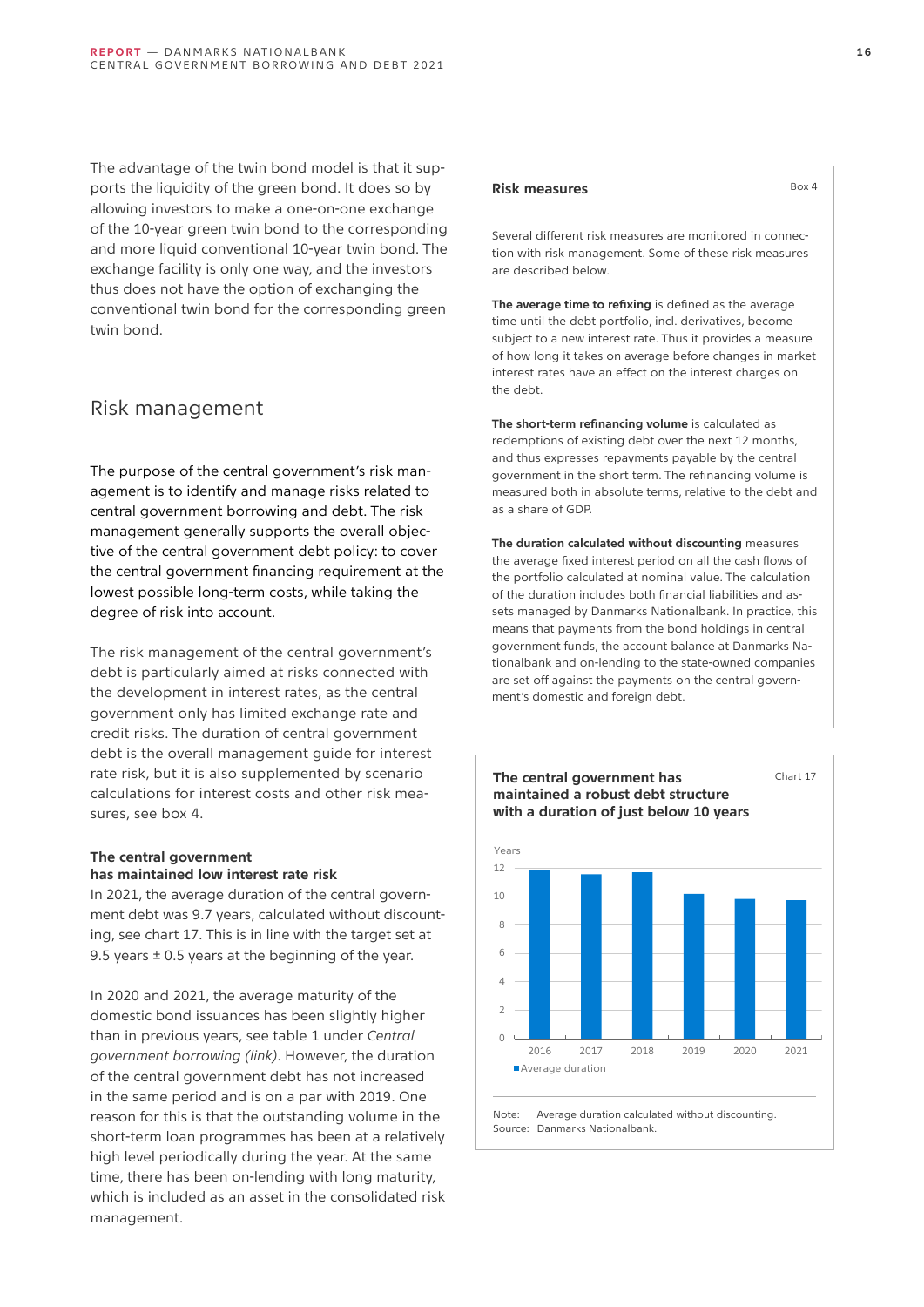The advantage of the twin bond model is that it supports the liquidity of the green bond. It does so by allowing investors to make a one-on-one exchange of the 10-year green twin bond to the corresponding and more liquid conventional 10-year twin bond. The exchange facility is only one way, and the investors thus does not have the option of exchanging the conventional twin bond for the corresponding green twin bond.

## Risk management

The purpose of the central government's risk management is to identify and manage risks related to central government borrowing and debt. The risk management generally supports the overall objective of the central government debt policy: to cover the central government financing requirement at the lowest possible long-term costs, while taking the degree of risk into account.

The risk management of the central government's debt is particularly aimed at risks connected with the development in interest rates, as the central government only has limited exchange rate and credit risks. The duration of central government debt is the overall management guide for interest rate risk, but it is also supplemented by scenario calculations for interest costs and other risk measures, see box 4.

### The central government has maintained low interest rate risk

In 2021, the average duration of the central government debt was 9.7 years, calculated without discounting, see chart 17. This is in line with the target set at 9.5 years ± 0.5 years at the beginning of the year.

In 2020 and 2021, the average maturity of the domestic bond issuances has been slightly higher than in previous years, see table 1 under *Central government borrowing (link)*. However, the duration of the central government debt has not increased in the same period and is on a par with 2019. One reason for this is that the outstanding volume in the short-term loan programmes has been at a relatively high level periodically during the year. At the same time, there has been on-lending with long maturity, which is included as an asset in the consolidated risk management.

**Risk measures** — Box 4

Several different risk measures are monitored in connection with risk management. Some of these risk measures are described below.

**The average time to refixing** is defined as the average time until the debt portfolio, incl. derivatives, become subject to a new interest rate. Thus it provides a measure of how long it takes on average before changes in market interest rates have an effect on the interest charges on the debt.

**The short-term refinancing volume** is calculated as redemptions of existing debt over the next 12 months, and thus expresses repayments payable by the central government in the short term. The refinancing volume is measured both in absolute terms, relative to the debt and as a share of GDP.

**The duration calculated without discounting** measures the average fixed interest period on all the cash flows of the portfolio calculated at nominal value. The calculation of the duration includes both financial liabilities and assets managed by Danmarks Nationalbank. In practice, this means that payments from the bond holdings in central government funds, the account balance at Danmarks Nationalbank and on-lending to the state-owned companies are set off against the payments on the central government's domestic and foreign debt.

**The central government has maintained a robust debt structure with a duration of just below 10 years** — Chart 17

| Year | Average duration (years) |
|---|---|
| 2016 | ~11.8 |
| 2017 | ~11.5 |
| 2018 | ~11.6 |
| 2019 | ~10.1 |
| 2020 | ~9.8 |
| 2021 | ~9.7 |

Note: Average duration calculated without discounting.
Source: Danmarks Nationalbank.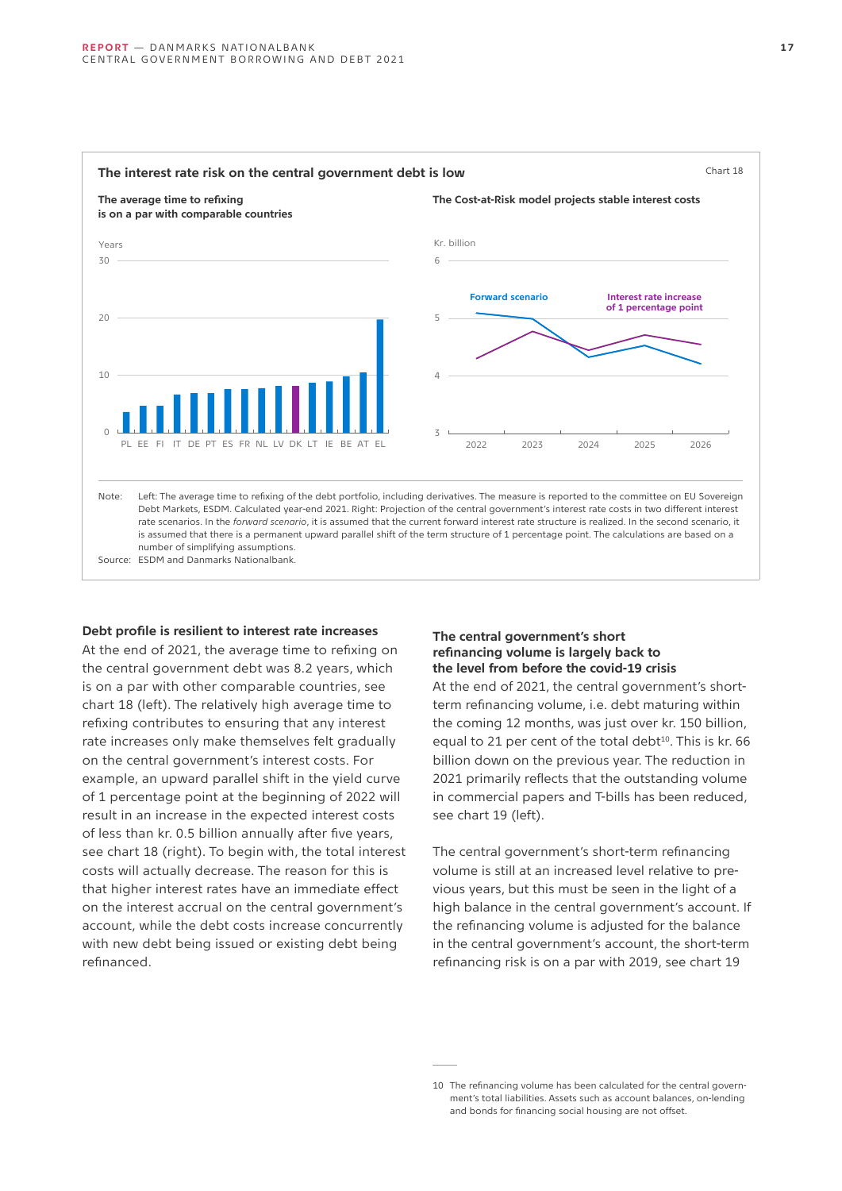**The interest rate risk on the central government debt is low**

Chart 18

**The average time to refixing is on a par with comparable countries**

Years

| Country | PL | EE | FI | IT | DE | PT | ES | FR | NL | LV | DK | LT | IE | BE | AT | EL |
|---|---|---|---|---|---|---|---|---|---|---|---|---|---|---|---|---|

**The Cost-at-Risk model projects stable interest costs**

Kr. billion

Forward scenario

Interest rate increase of 1 percentage point

2022 2023 2024 2025 2026

Note: Left: The average time to refixing of the debt portfolio, including derivatives. The measure is reported to the committee on EU Sovereign Debt Markets, ESDM. Calculated year-end 2021. Right: Projection of the central government's interest rate costs in two different interest rate scenarios. In the *forward scenario*, it is assumed that the current forward interest rate structure is realized. In the second scenario, it is assumed that there is a permanent upward parallel shift of the term structure of 1 percentage point. The calculations are based on a number of simplifying assumptions.

Source: ESDM and Danmarks Nationalbank.

**Debt profile is resilient to interest rate increases**

At the end of 2021, the average time to refixing on the central government debt was 8.2 years, which is on a par with other comparable countries, see chart 18 (left). The relatively high average time to refixing contributes to ensuring that any interest rate increases only make themselves felt gradually on the central government's interest costs. For example, an upward parallel shift in the yield curve of 1 percentage point at the beginning of 2022 will result in an increase in the expected interest costs of less than kr. 0.5 billion annually after five years, see chart 18 (right). To begin with, the total interest costs will actually decrease. The reason for this is that higher interest rates have an immediate effect on the interest accrual on the central government's account, while the debt costs increase concurrently with new debt being issued or existing debt being refinanced.

**The central government's short refinancing volume is largely back to the level from before the covid-19 crisis**

At the end of 2021, the central government's short-term refinancing volume, i.e. debt maturing within the coming 12 months, was just over kr. 150 billion, equal to 21 per cent of the total debt[10]. This is kr. 66 billion down on the previous year. The reduction in 2021 primarily reflects that the outstanding volume in commercial papers and T-bills has been reduced, see chart 19 (left).

The central government's short-term refinancing volume is still at an increased level relative to previous years, but this must be seen in the light of a high balance in the central government's account. If the refinancing volume is adjusted for the balance in the central government's account, the short-term refinancing risk is on a par with 2019, see chart 19

10 The refinancing volume has been calculated for the central government's total liabilities. Assets such as account balances, on-lending and bonds for financing social housing are not offset.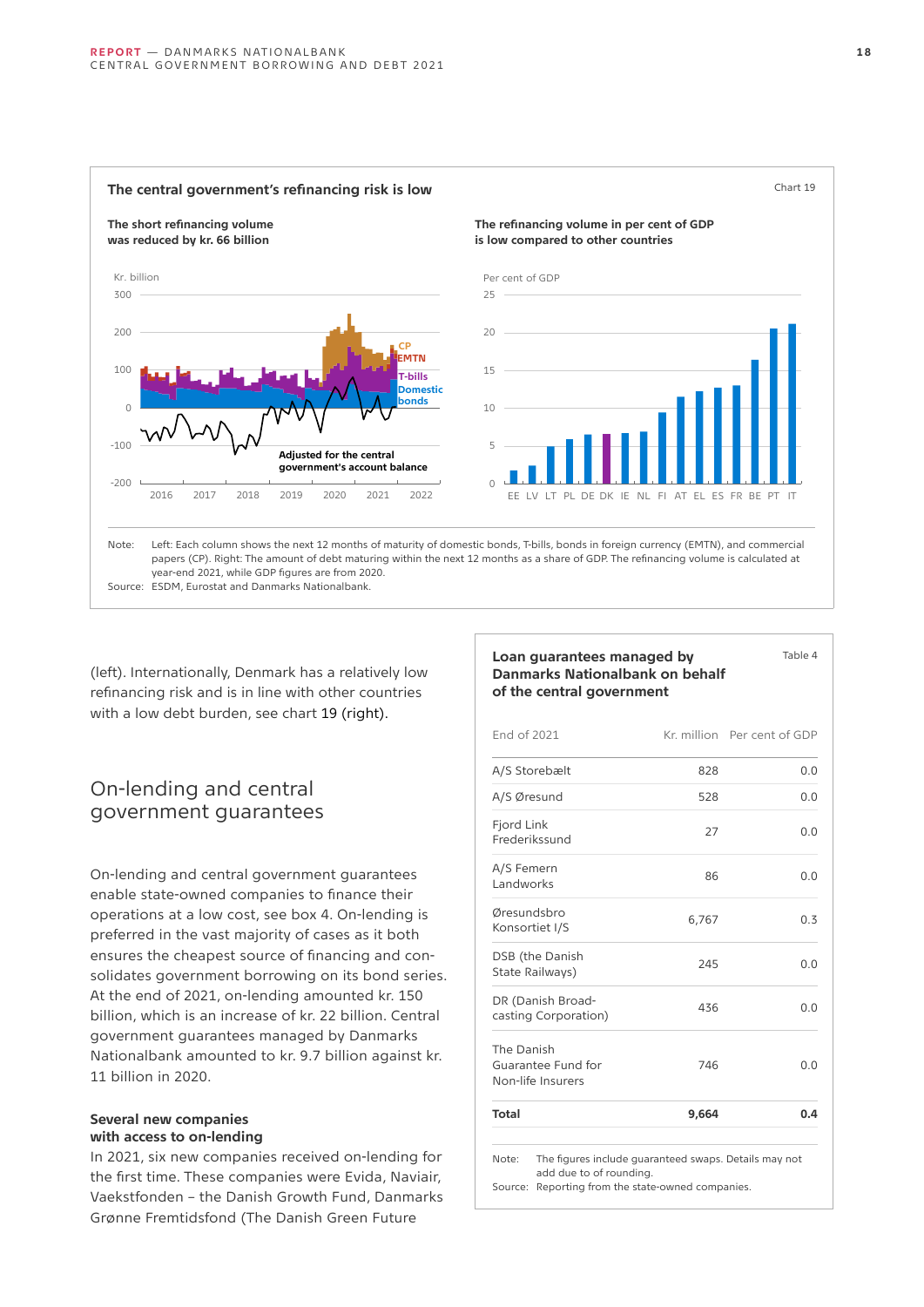**The central government's refinancing risk is low**

Chart 19

**The short refinancing volume was reduced by kr. 66 billion**

Kr. billion

CP
EMTN
T-bills
Domestic bonds

Adjusted for the central government's account balance

**The refinancing volume in per cent of GDP is low compared to other countries**

Per cent of GDP

EE LV LT PL DE DK IE NL FI AT EL ES FR BE PT IT

Note: Left: Each column shows the next 12 months of maturity of domestic bonds, T-bills, bonds in foreign currency (EMTN), and commercial papers (CP). Right: The amount of debt maturing within the next 12 months as a share of GDP. The refinancing volume is calculated at year-end 2021, while GDP figures are from 2020.
Source: ESDM, Eurostat and Danmarks Nationalbank.

(left). Internationally, Denmark has a relatively low refinancing risk and is in line with other countries with a low debt burden, see chart 19 (right).

## On-lending and central government guarantees

On-lending and central government guarantees enable state-owned companies to finance their operations at a low cost, see box 4. On-lending is preferred in the vast majority of cases as it both ensures the cheapest source of financing and consolidates government borrowing on its bond series. At the end of 2021, on-lending amounted kr. 150 billion, which is an increase of kr. 22 billion. Central government guarantees managed by Danmarks Nationalbank amounted to kr. 9.7 billion against kr. 11 billion in 2020.

### Several new companies with access to on-lending

In 2021, six new companies received on-lending for the first time. These companies were Evida, Naviair, Vaekstfonden – the Danish Growth Fund, Danmarks Grønne Fremtidsfond (The Danish Green Future

**Loan guarantees managed by Danmarks Nationalbank on behalf of the central government**

Table 4

| End of 2021 | Kr. million | Per cent of GDP |
|---|---|---|
| A/S Storebælt | 828 | 0.0 |
| A/S Øresund | 528 | 0.0 |
| Fjord Link Frederikssund | 27 | 0.0 |
| A/S Femern Landworks | 86 | 0.0 |
| Øresundsbro Konsortiet I/S | 6,767 | 0.3 |
| DSB (the Danish State Railways) | 245 | 0.0 |
| DR (Danish Broadcasting Corporation) | 436 | 0.0 |
| The Danish Guarantee Fund for Non-life Insurers | 746 | 0.0 |
| **Total** | **9,664** | **0.4** |

Note: The figures include guaranteed swaps. Details may not add due to of rounding.
Source: Reporting from the state-owned companies.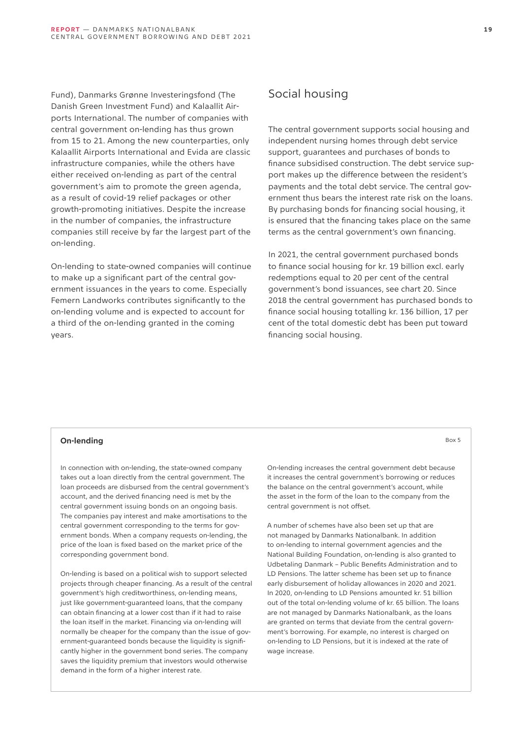Fund), Danmarks Grønne Investeringsfond (The Danish Green Investment Fund) and Kalaallit Airports International. The number of companies with central government on-lending has thus grown from 15 to 21. Among the new counterparties, only Kalaallit Airports International and Evida are classic infrastructure companies, while the others have either received on-lending as part of the central government's aim to promote the green agenda, as a result of covid-19 relief packages or other growth-promoting initiatives. Despite the increase in the number of companies, the infrastructure companies still receive by far the largest part of the on-lending.

On-lending to state-owned companies will continue to make up a significant part of the central government issuances in the years to come. Especially Femern Landworks contributes significantly to the on-lending volume and is expected to account for a third of the on-lending granted in the coming years.

## Social housing

The central government supports social housing and independent nursing homes through debt service support, guarantees and purchases of bonds to finance subsidised construction. The debt service support makes up the difference between the resident's payments and the total debt service. The central government thus bears the interest rate risk on the loans. By purchasing bonds for financing social housing, it is ensured that the financing takes place on the same terms as the central government's own financing.

In 2021, the central government purchased bonds to finance social housing for kr. 19 billion excl. early redemptions equal to 20 per cent of the central government's bond issuances, see chart 20. Since 2018 the central government has purchased bonds to finance social housing totalling kr. 136 billion, 17 per cent of the total domestic debt has been put toward financing social housing.

### On-lending

Box 5

In connection with on-lending, the state-owned company takes out a loan directly from the central government. The loan proceeds are disbursed from the central government's account, and the derived financing need is met by the central government issuing bonds on an ongoing basis. The companies pay interest and make amortisations to the central government corresponding to the terms for government bonds. When a company requests on-lending, the price of the loan is fixed based on the market price of the corresponding government bond.

On-lending is based on a political wish to support selected projects through cheaper financing. As a result of the central government's high creditworthiness, on-lending means, just like government-guaranteed loans, that the company can obtain financing at a lower cost than if it had to raise the loan itself in the market. Financing via on-lending will normally be cheaper for the company than the issue of government-guaranteed bonds because the liquidity is significantly higher in the government bond series. The company saves the liquidity premium that investors would otherwise demand in the form of a higher interest rate.

On-lending increases the central government debt because it increases the central government's borrowing or reduces the balance on the central government's account, while the asset in the form of the loan to the company from the central government is not offset.

A number of schemes have also been set up that are not managed by Danmarks Nationalbank. In addition to on-lending to internal government agencies and the National Building Foundation, on-lending is also granted to Udbetaling Danmark – Public Benefits Administration and to LD Pensions. The latter scheme has been set up to finance early disbursement of holiday allowances in 2020 and 2021. In 2020, on-lending to LD Pensions amounted kr. 51 billion out of the total on-lending volume of kr. 65 billion. The loans are not managed by Danmarks Nationalbank, as the loans are granted on terms that deviate from the central government's borrowing. For example, no interest is charged on on-lending to LD Pensions, but it is indexed at the rate of wage increase.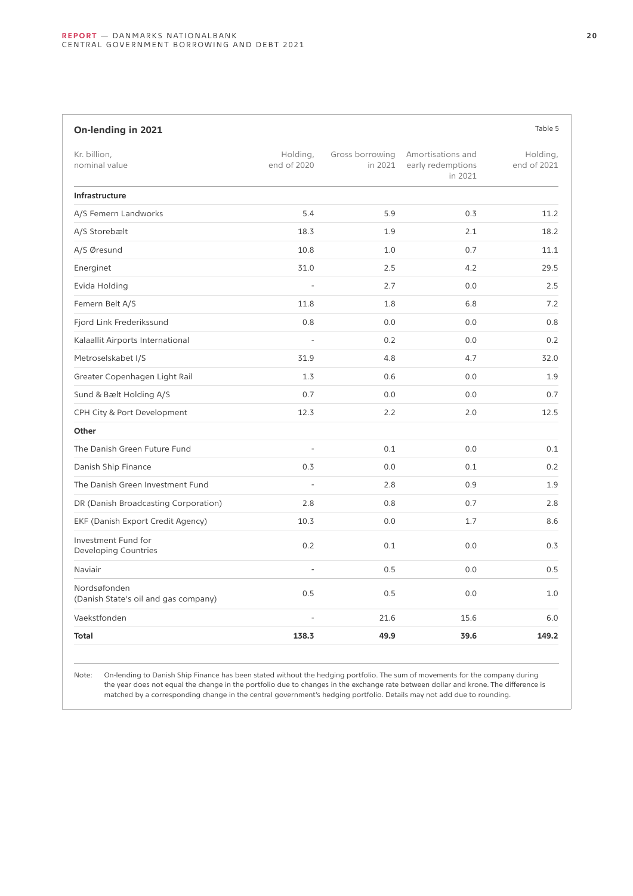**On-lending in 2021**

Table 5

| Kr. billion, nominal value | Holding, end of 2020 | Gross borrowing in 2021 | Amortisations and early redemptions in 2021 | Holding, end of 2021 |
|---|---|---|---|---|
| **Infrastructure** | | | | |
| A/S Femern Landworks | 5.4 | 5.9 | 0.3 | 11.2 |
| A/S Storebælt | 18.3 | 1.9 | 2.1 | 18.2 |
| A/S Øresund | 10.8 | 1.0 | 0.7 | 11.1 |
| Energinet | 31.0 | 2.5 | 4.2 | 29.5 |
| Evida Holding | - | 2.7 | 0.0 | 2.5 |
| Femern Belt A/S | 11.8 | 1.8 | 6.8 | 7.2 |
| Fjord Link Frederikssund | 0.8 | 0.0 | 0.0 | 0.8 |
| Kalaallit Airports International | - | 0.2 | 0.0 | 0.2 |
| Metroselskabet I/S | 31.9 | 4.8 | 4.7 | 32.0 |
| Greater Copenhagen Light Rail | 1.3 | 0.6 | 0.0 | 1.9 |
| Sund & Bælt Holding A/S | 0.7 | 0.0 | 0.0 | 0.7 |
| CPH City & Port Development | 12.3 | 2.2 | 2.0 | 12.5 |
| **Other** | | | | |
| The Danish Green Future Fund | - | 0.1 | 0.0 | 0.1 |
| Danish Ship Finance | 0.3 | 0.0 | 0.1 | 0.2 |
| The Danish Green Investment Fund | - | 2.8 | 0.9 | 1.9 |
| DR (Danish Broadcasting Corporation) | 2.8 | 0.8 | 0.7 | 2.8 |
| EKF (Danish Export Credit Agency) | 10.3 | 0.0 | 1.7 | 8.6 |
| Investment Fund for Developing Countries | 0.2 | 0.1 | 0.0 | 0.3 |
| Naviair | - | 0.5 | 0.0 | 0.5 |
| Nordsøfonden (Danish State's oil and gas company) | 0.5 | 0.5 | 0.0 | 1.0 |
| Vaekstfonden | - | 21.6 | 15.6 | 6.0 |
| **Total** | **138.3** | **49.9** | **39.6** | **149.2** |

Note: On-lending to Danish Ship Finance has been stated without the hedging portfolio. The sum of movements for the company during the year does not equal the change in the portfolio due to changes in the exchange rate between dollar and krone. The difference is matched by a corresponding change in the central government's hedging portfolio. Details may not add due to rounding.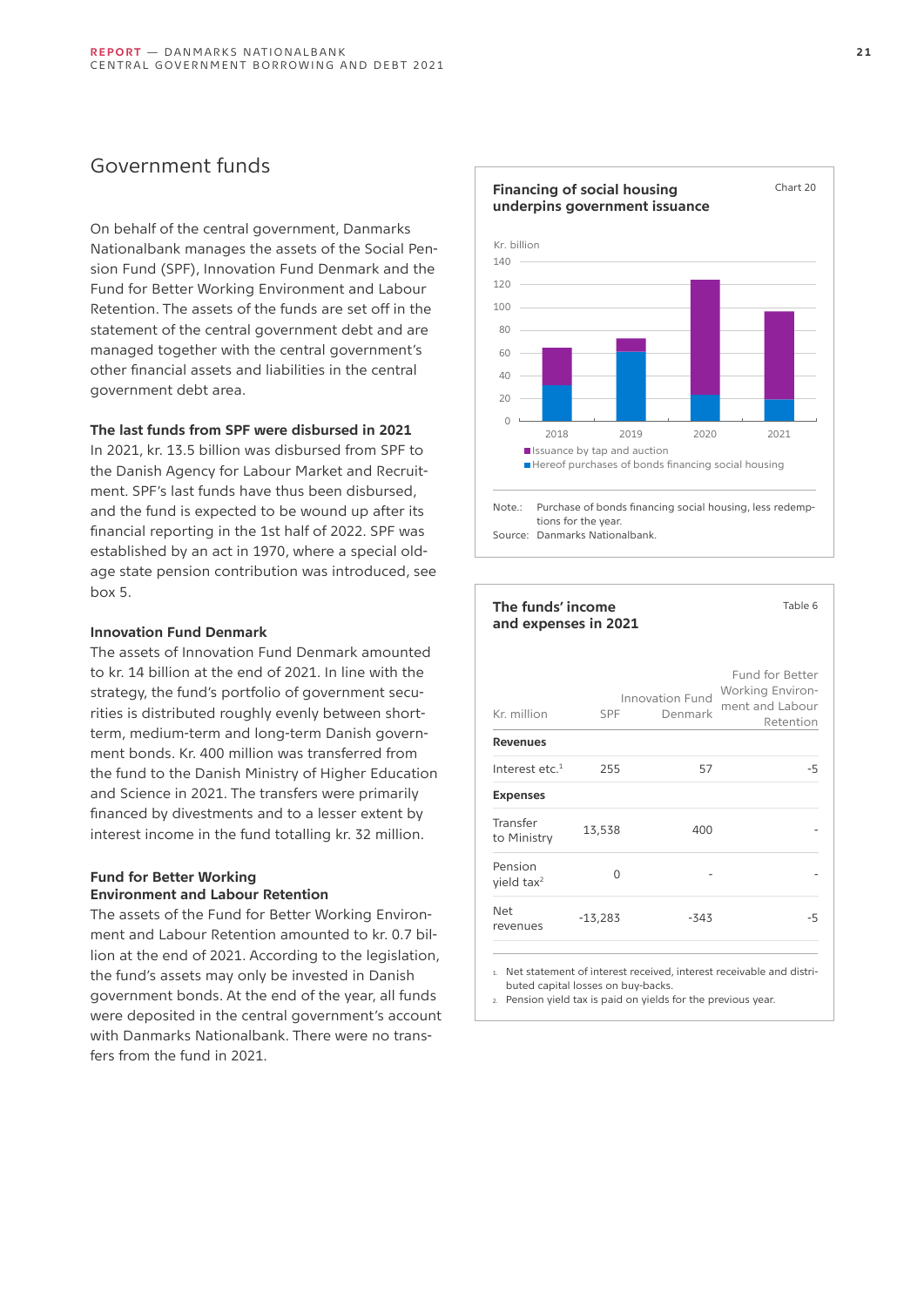## Government funds

On behalf of the central government, Danmarks Nationalbank manages the assets of the Social Pension Fund (SPF), Innovation Fund Denmark and the Fund for Better Working Environment and Labour Retention. The assets of the funds are set off in the statement of the central government debt and are managed together with the central government's other financial assets and liabilities in the central government debt area.

**The last funds from SPF were disbursed in 2021**
In 2021, kr. 13.5 billion was disbursed from SPF to the Danish Agency for Labour Market and Recruitment. SPF's last funds have thus been disbursed, and the fund is expected to be wound up after its financial reporting in the 1st half of 2022. SPF was established by an act in 1970, where a special old-age state pension contribution was introduced, see box 5.

**Innovation Fund Denmark**
The assets of Innovation Fund Denmark amounted to kr. 14 billion at the end of 2021. In line with the strategy, the fund's portfolio of government securities is distributed roughly evenly between short-term, medium-term and long-term Danish government bonds. Kr. 400 million was transferred from the fund to the Danish Ministry of Higher Education and Science in 2021. The transfers were primarily financed by divestments and to a lesser extent by interest income in the fund totalling kr. 32 million.

**Fund for Better Working Environment and Labour Retention**
The assets of the Fund for Better Working Environment and Labour Retention amounted to kr. 0.7 billion at the end of 2021. According to the legislation, the fund's assets may only be invested in Danish government bonds. At the end of the year, all funds were deposited in the central government's account with Danmarks Nationalbank. There were no transfers from the fund in 2021.

**Financing of social housing underpins government issuance** — Chart 20

Kr. billion

| | 2018 | 2019 | 2020 | 2021 |
|---|---|---|---|---|
| Issuance by tap and auction | ~65 | ~73 | ~124 | ~97 |
| Hereof purchases of bonds financing social housing | ~32 | ~61 | ~23 | ~19 |

Note.: Purchase of bonds financing social housing, less redemptions for the year.
Source: Danmarks Nationalbank.

**The funds' income and expenses in 2021** — Table 6

| Kr. million | SPF | Innovation Fund Denmark | Fund for Better Working Environment and Labour Retention |
|---|---|---|---|
| **Revenues** | | | |
| Interest etc.[1] | 255 | 57 | -5 |
| **Expenses** | | | |
| Transfer to Ministry | 13,538 | 400 | - |
| Pension yield tax[2] | 0 | - | - |
| Net revenues | -13,283 | -343 | -5 |

1. Net statement of interest received, interest receivable and distributed capital losses on buy-backs.
2. Pension yield tax is paid on yields for the previous year.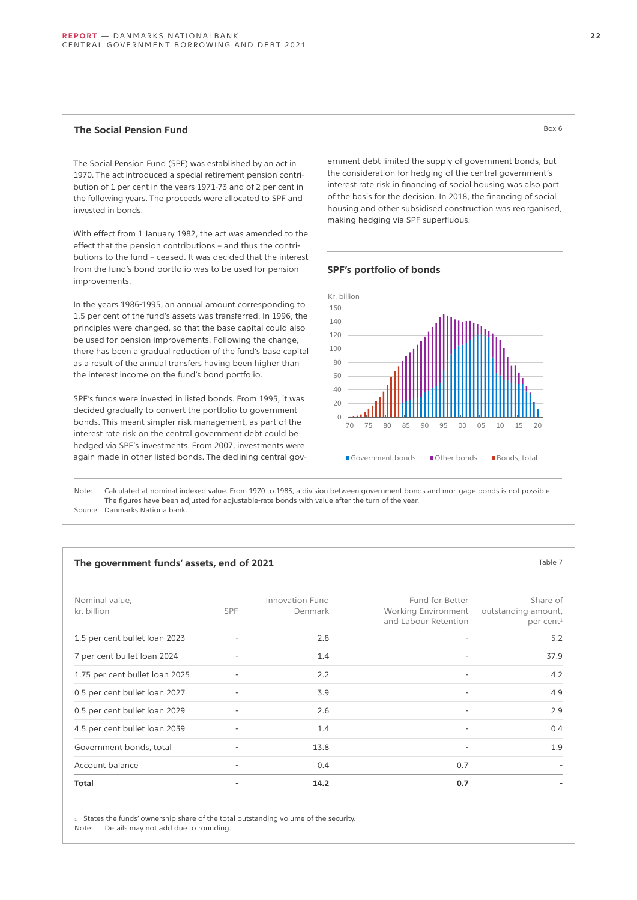## The Social Pension Fund

Box 6

The Social Pension Fund (SPF) was established by an act in 1970. The act introduced a special retirement pension contribution of 1 per cent in the years 1971-73 and of 2 per cent in the following years. The proceeds were allocated to SPF and invested in bonds.

With effect from 1 January 1982, the act was amended to the effect that the pension contributions – and thus the contributions to the fund – ceased. It was decided that the interest from the fund's bond portfolio was to be used for pension improvements.

In the years 1986-1995, an annual amount corresponding to 1.5 per cent of the fund's assets was transferred. In 1996, the principles were changed, so that the base capital could also be used for pension improvements. Following the change, there has been a gradual reduction of the fund's base capital as a result of the annual transfers having been higher than the interest income on the fund's bond portfolio.

SPF's funds were invested in listed bonds. From 1995, it was decided gradually to convert the portfolio to government bonds. This meant simpler risk management, as part of the interest rate risk on the central government debt could be hedged via SPF's investments. From 2007, investments were again made in other listed bonds. The declining central government debt limited the supply of government bonds, but the consideration for hedging of the central government's interest rate risk in financing of social housing was also part of the basis for the decision. In 2018, the financing of social housing and other subsidised construction was reorganised, making hedging via SPF superfluous.

### SPF's portfolio of bonds

Kr. billion

Government bonds | Other bonds | Bonds, total

Note: Calculated at nominal indexed value. From 1970 to 1983, a division between government bonds and mortgage bonds is not possible. The figures have been adjusted for adjustable-rate bonds with value after the turn of the year.
Source: Danmarks Nationalbank.

## The government funds' assets, end of 2021

Table 7

| Nominal value, kr. billion | SPF | Innovation Fund Denmark | Fund for Better Working Environment and Labour Retention | Share of outstanding amount, per cent[1] |
|---|---|---|---|---|
| 1.5 per cent bullet loan 2023 | - | 2.8 | - | 5.2 |
| 7 per cent bullet loan 2024 | - | 1.4 | - | 37.9 |
| 1.75 per cent bullet loan 2025 | - | 2.2 | - | 4.2 |
| 0.5 per cent bullet loan 2027 | - | 3.9 | - | 4.9 |
| 0.5 per cent bullet loan 2029 | - | 2.6 | - | 2.9 |
| 4.5 per cent bullet loan 2039 | - | 1.4 | - | 0.4 |
| Government bonds, total | - | 13.8 | - | 1.9 |
| Account balance | - | 0.4 | 0.7 | - |
| **Total** | **-** | **14.2** | **0.7** | **-** |

1. States the funds' ownership share of the total outstanding volume of the security.
Note: Details may not add due to rounding.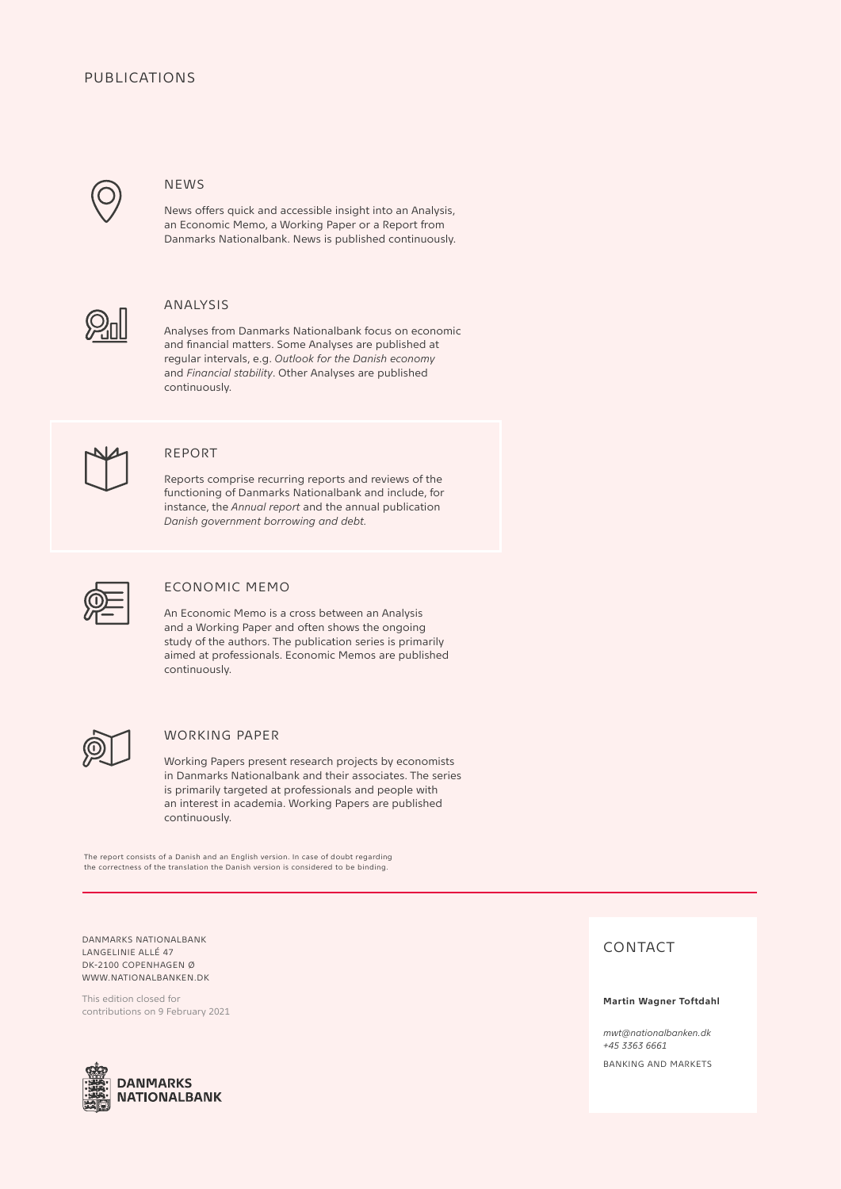# PUBLICATIONS

## NEWS

News offers quick and accessible insight into an Analysis, an Economic Memo, a Working Paper or a Report from Danmarks Nationalbank. News is published continuously.

## ANALYSIS

Analyses from Danmarks Nationalbank focus on economic and financial matters. Some Analyses are published at regular intervals, e.g. *Outlook for the Danish economy* and *Financial stability*. Other Analyses are published continuously.

## REPORT

Reports comprise recurring reports and reviews of the functioning of Danmarks Nationalbank and include, for instance, the *Annual report* and the annual publication *Danish government borrowing and debt.*

## ECONOMIC MEMO

An Economic Memo is a cross between an Analysis and a Working Paper and often shows the ongoing study of the authors. The publication series is primarily aimed at professionals. Economic Memos are published continuously.

## WORKING PAPER

Working Papers present research projects by economists in Danmarks Nationalbank and their associates. The series is primarily targeted at professionals and people with an interest in academia. Working Papers are published continuously.

The report consists of a Danish and an English version. In case of doubt regarding the correctness of the translation the Danish version is considered to be binding.

DANMARKS NATIONALBANK
LANGELINIE ALLÉ 47
DK-2100 COPENHAGEN Ø
WWW.NATIONALBANKEN.DK

This edition closed for contributions on 9 February 2021

DANMARKS NATIONALBANK

## CONTACT

**Martin Wagner Toftdahl**

*mwt@nationalbanken.dk*
*+45 3363 6661*

BANKING AND MARKETS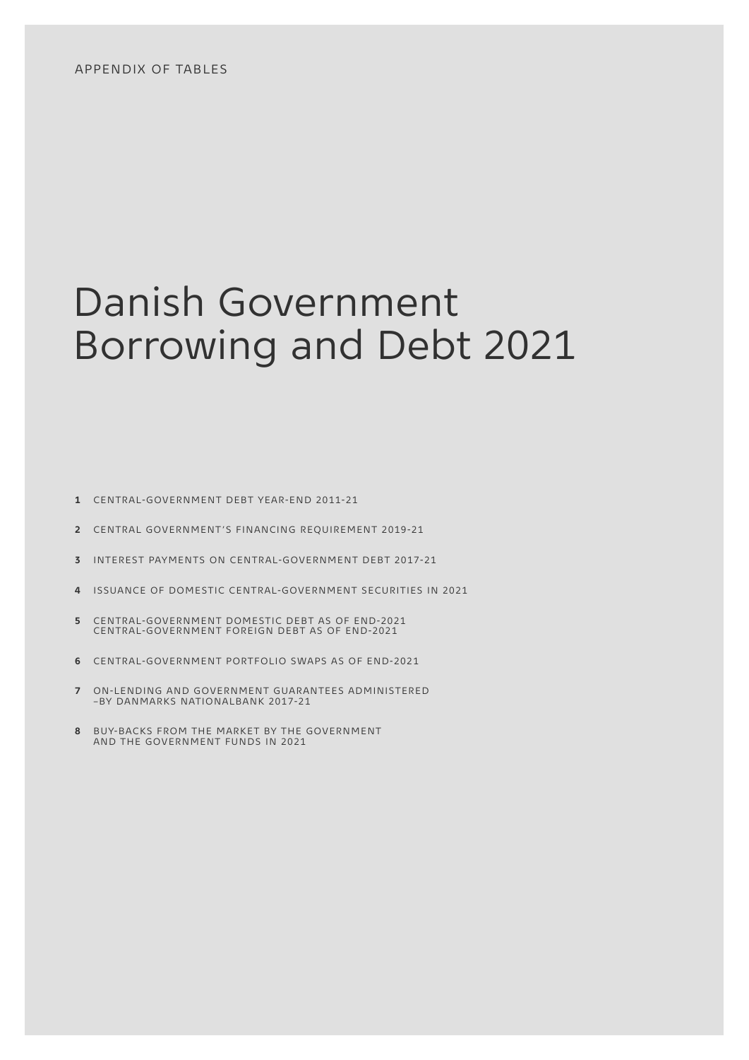APPENDIX OF TABLES

# Danish Government Borrowing and Debt 2021

**1** CENTRAL-GOVERNMENT DEBT YEAR-END 2011-21

**2** CENTRAL GOVERNMENT'S FINANCING REQUIREMENT 2019-21

**3** INTEREST PAYMENTS ON CENTRAL-GOVERNMENT DEBT 2017-21

**4** ISSUANCE OF DOMESTIC CENTRAL-GOVERNMENT SECURITIES IN 2021

**5** CENTRAL-GOVERNMENT DOMESTIC DEBT AS OF END-2021
CENTRAL-GOVERNMENT FOREIGN DEBT AS OF END-2021

**6** CENTRAL-GOVERNMENT PORTFOLIO SWAPS AS OF END-2021

**7** ON-LENDING AND GOVERNMENT GUARANTEES ADMINISTERED –BY DANMARKS NATIONALBANK 2017-21

**8** BUY-BACKS FROM THE MARKET BY THE GOVERNMENT AND THE GOVERNMENT FUNDS IN 2021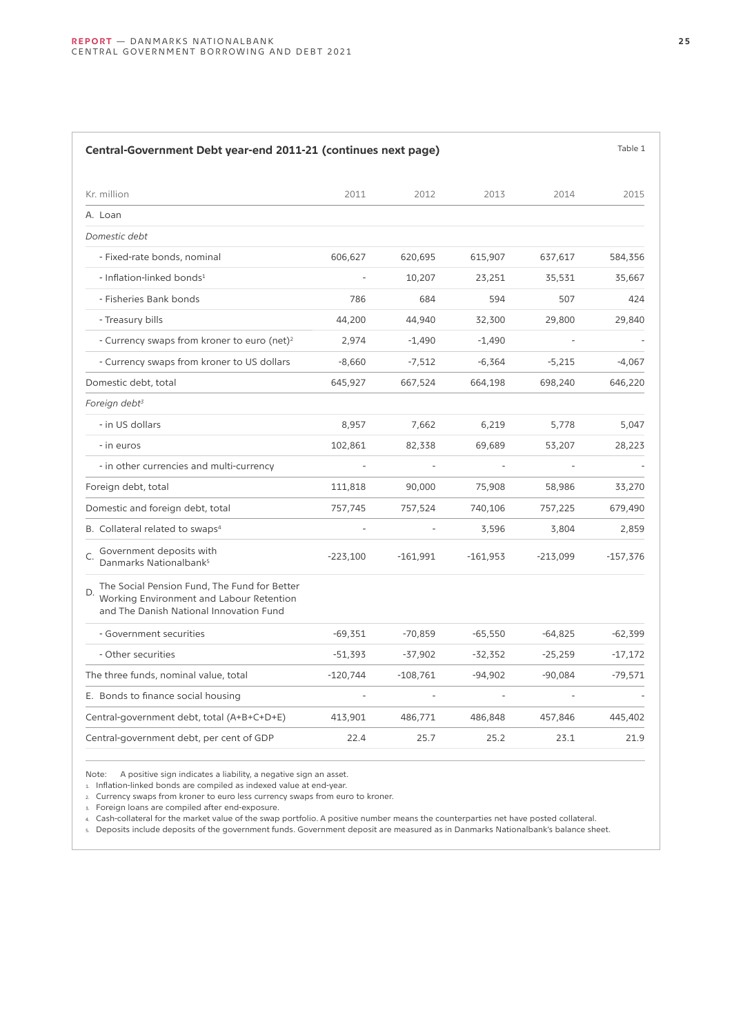**Central-Government Debt year-end 2011-21 (continues next page)**

Table 1

| Kr. million | 2011 | 2012 | 2013 | 2014 | 2015 |
|---|---|---|---|---|---|
| A. Loan | | | | | |
| *Domestic debt* | | | | | |
| - Fixed-rate bonds, nominal | 606,627 | 620,695 | 615,907 | 637,617 | 584,356 |
| - Inflation-linked bonds[1] | - | 10,207 | 23,251 | 35,531 | 35,667 |
| - Fisheries Bank bonds | 786 | 684 | 594 | 507 | 424 |
| - Treasury bills | 44,200 | 44,940 | 32,300 | 29,800 | 29,840 |
| - Currency swaps from kroner to euro (net)[2] | 2,974 | -1,490 | -1,490 | - | - |
| - Currency swaps from kroner to US dollars | -8,660 | -7,512 | -6,364 | -5,215 | -4,067 |
| Domestic debt, total | 645,927 | 667,524 | 664,198 | 698,240 | 646,220 |
| *Foreign debt[3]* | | | | | |
| - in US dollars | 8,957 | 7,662 | 6,219 | 5,778 | 5,047 |
| - in euros | 102,861 | 82,338 | 69,689 | 53,207 | 28,223 |
| - in other currencies and multi-currency | - | - | - | - | - |
| Foreign debt, total | 111,818 | 90,000 | 75,908 | 58,986 | 33,270 |
| Domestic and foreign debt, total | 757,745 | 757,524 | 740,106 | 757,225 | 679,490 |
| B. Collateral related to swaps[4] | - | - | 3,596 | 3,804 | 2,859 |
| C. Government deposits with Danmarks Nationalbank[5] | -223,100 | -161,991 | -161,953 | -213,099 | -157,376 |
| D. The Social Pension Fund, The Fund for Better Working Environment and Labour Retention and The Danish National Innovation Fund | | | | | |
| - Government securities | -69,351 | -70,859 | -65,550 | -64,825 | -62,399 |
| - Other securities | -51,393 | -37,902 | -32,352 | -25,259 | -17,172 |
| The three funds, nominal value, total | -120,744 | -108,761 | -94,902 | -90,084 | -79,571 |
| E. Bonds to finance social housing | - | - | - | - | - |
| Central-government debt, total (A+B+C+D+E) | 413,901 | 486,771 | 486,848 | 457,846 | 445,402 |
| Central-government debt, per cent of GDP | 22.4 | 25.7 | 25.2 | 23.1 | 21.9 |

Note: A positive sign indicates a liability, a negative sign an asset.

1. Inflation-linked bonds are compiled as indexed value at end-year.
2. Currency swaps from kroner to euro less currency swaps from euro to kroner.
3. Foreign loans are compiled after end-exposure.
4. Cash-collateral for the market value of the swap portfolio. A positive number means the counterparties net have posted collateral.
5. Deposits include deposits of the government funds. Government deposit are measured as in Danmarks Nationalbank's balance sheet.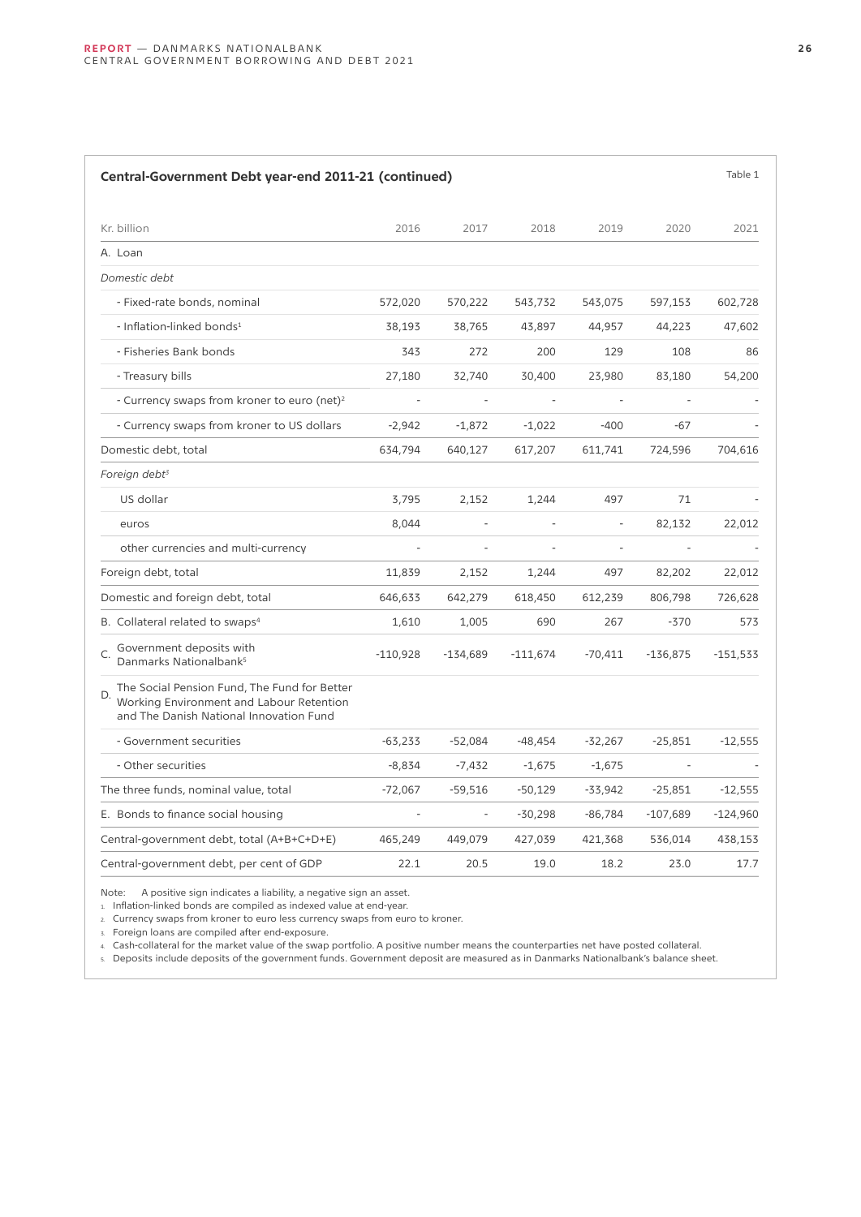**Central-Government Debt year-end 2011-21 (continued)**

Table 1

| Kr. billion | 2016 | 2017 | 2018 | 2019 | 2020 | 2021 |
|---|---|---|---|---|---|---|
| A. Loan | | | | | | |
| *Domestic debt* | | | | | | |
| - Fixed-rate bonds, nominal | 572,020 | 570,222 | 543,732 | 543,075 | 597,153 | 602,728 |
| - Inflation-linked bonds[1] | 38,193 | 38,765 | 43,897 | 44,957 | 44,223 | 47,602 |
| - Fisheries Bank bonds | 343 | 272 | 200 | 129 | 108 | 86 |
| - Treasury bills | 27,180 | 32,740 | 30,400 | 23,980 | 83,180 | 54,200 |
| - Currency swaps from kroner to euro (net)[2] | - | - | - | - | - | - |
| - Currency swaps from kroner to US dollars | -2,942 | -1,872 | -1,022 | -400 | -67 | - |
| Domestic debt, total | 634,794 | 640,127 | 617,207 | 611,741 | 724,596 | 704,616 |
| *Foreign debt*[3] | | | | | | |
| US dollar | 3,795 | 2,152 | 1,244 | 497 | 71 | - |
| euros | 8,044 | - | - | - | 82,132 | 22,012 |
| other currencies and multi-currency | - | - | - | - | - | - |
| Foreign debt, total | 11,839 | 2,152 | 1,244 | 497 | 82,202 | 22,012 |
| Domestic and foreign debt, total | 646,633 | 642,279 | 618,450 | 612,239 | 806,798 | 726,628 |
| B. Collateral related to swaps[4] | 1,610 | 1,005 | 690 | 267 | -370 | 573 |
| C. Government deposits with Danmarks Nationalbank[5] | -110,928 | -134,689 | -111,674 | -70,411 | -136,875 | -151,533 |
| D. The Social Pension Fund, The Fund for Better Working Environment and Labour Retention and The Danish National Innovation Fund | | | | | | |
| - Government securities | -63,233 | -52,084 | -48,454 | -32,267 | -25,851 | -12,555 |
| - Other securities | -8,834 | -7,432 | -1,675 | -1,675 | - | - |
| The three funds, nominal value, total | -72,067 | -59,516 | -50,129 | -33,942 | -25,851 | -12,555 |
| E. Bonds to finance social housing | - | - | -30,298 | -86,784 | -107,689 | -124,960 |
| Central-government debt, total (A+B+C+D+E) | 465,249 | 449,079 | 427,039 | 421,368 | 536,014 | 438,153 |
| Central-government debt, per cent of GDP | 22.1 | 20.5 | 19.0 | 18.2 | 23.0 | 17.7 |

Note: A positive sign indicates a liability, a negative sign an asset.

1. Inflation-linked bonds are compiled as indexed value at end-year.
2. Currency swaps from kroner to euro less currency swaps from euro to kroner.
3. Foreign loans are compiled after end-exposure.
4. Cash-collateral for the market value of the swap portfolio. A positive number means the counterparties net have posted collateral.
5. Deposits include deposits of the government funds. Government deposit are measured as in Danmarks Nationalbank's balance sheet.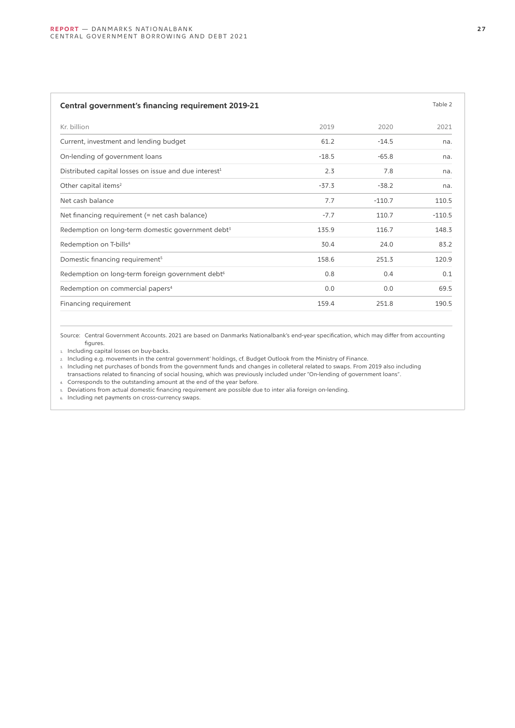**Central government's financing requirement 2019-21**

Table 2

| Kr. billion | 2019 | 2020 | 2021 |
|---|---|---|---|
| Current, investment and lending budget | 61.2 | -14.5 | na. |
| On-lending of government loans | -18.5 | -65.8 | na. |
| Distributed capital losses on issue and due interest[1] | 2.3 | 7.8 | na. |
| Other capital items[2] | -37.3 | -38.2 | na. |
| Net cash balance | 7.7 | -110.7 | 110.5 |
| Net financing requirement (= net cash balance) | -7.7 | 110.7 | -110.5 |
| Redemption on long-term domestic government debt[3] | 135.9 | 116.7 | 148.3 |
| Redemption on T-bills[4] | 30.4 | 24.0 | 83.2 |
| Domestic financing requirement[5] | 158.6 | 251.3 | 120.9 |
| Redemption on long-term foreign government debt[6] | 0.8 | 0.4 | 0.1 |
| Redemption on commercial papers[4] | 0.0 | 0.0 | 69.5 |
| Financing requirement | 159.4 | 251.8 | 190.5 |

Source: Central Government Accounts. 2021 are based on Danmarks Nationalbank's end-year specification, which may differ from accounting figures.

1. Including capital losses on buy-backs.
2. Including e.g. movements in the central government' holdings, cf. Budget Outlook from the Ministry of Finance.
3. Including net purchases of bonds from the government funds and changes in colleteral related to swaps. From 2019 also including transactions related to financing of social housing, which was previously included under "On-lending of government loans".
4. Corresponds to the outstanding amount at the end of the year before.
5. Deviations from actual domestic financing requirement are possible due to inter alia foreign on-lending.
6. Including net payments on cross-currency swaps.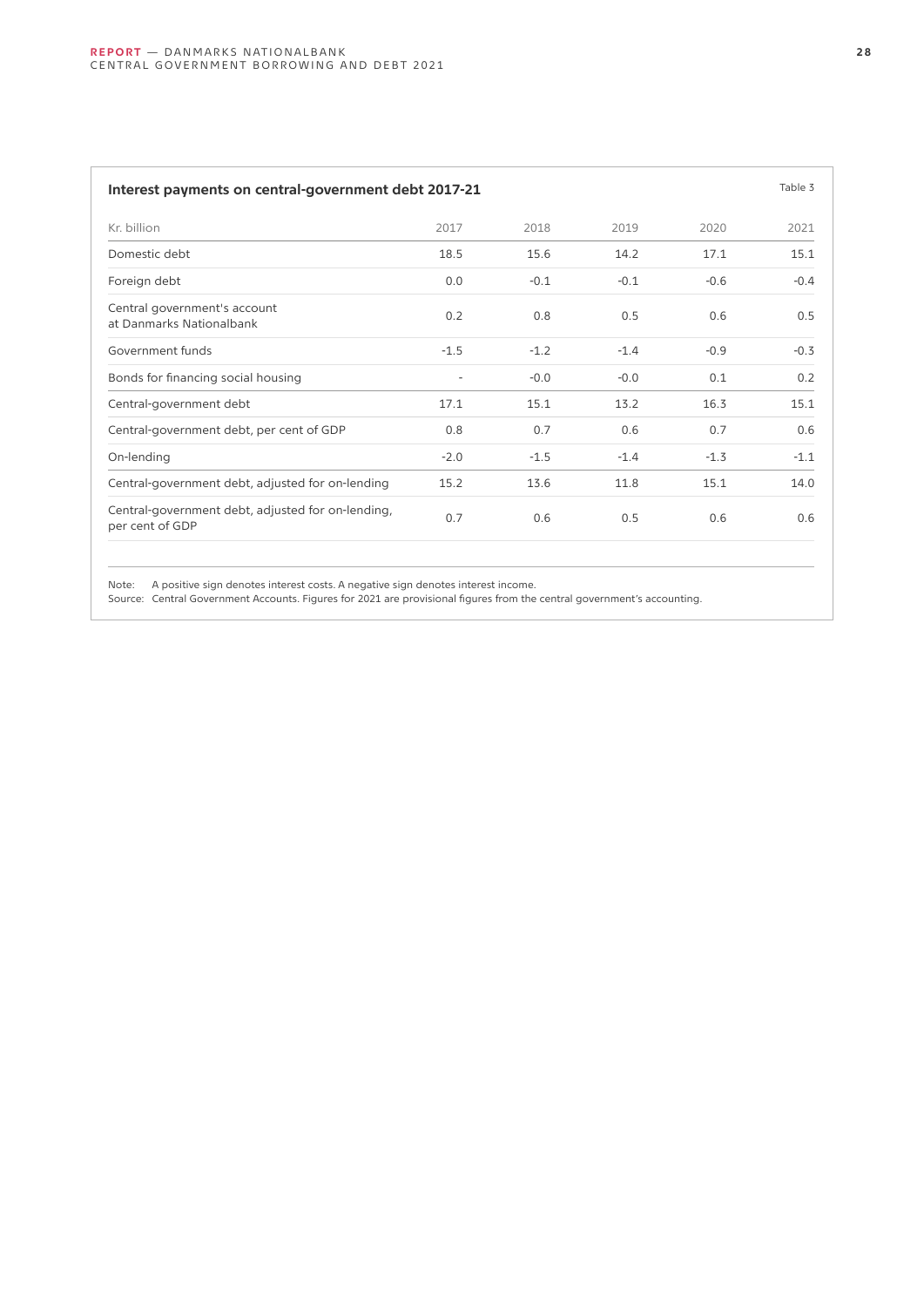**Interest payments on central-government debt 2017-21**

Table 3

| Kr. billion | 2017 | 2018 | 2019 | 2020 | 2021 |
|---|---|---|---|---|---|
| Domestic debt | 18.5 | 15.6 | 14.2 | 17.1 | 15.1 |
| Foreign debt | 0.0 | -0.1 | -0.1 | -0.6 | -0.4 |
| Central government's account at Danmarks Nationalbank | 0.2 | 0.8 | 0.5 | 0.6 | 0.5 |
| Government funds | -1.5 | -1.2 | -1.4 | -0.9 | -0.3 |
| Bonds for financing social housing | - | -0.0 | -0.0 | 0.1 | 0.2 |
| Central-government debt | 17.1 | 15.1 | 13.2 | 16.3 | 15.1 |
| Central-government debt, per cent of GDP | 0.8 | 0.7 | 0.6 | 0.7 | 0.6 |
| On-lending | -2.0 | -1.5 | -1.4 | -1.3 | -1.1 |
| Central-government debt, adjusted for on-lending | 15.2 | 13.6 | 11.8 | 15.1 | 14.0 |
| Central-government debt, adjusted for on-lending, per cent of GDP | 0.7 | 0.6 | 0.5 | 0.6 | 0.6 |

Note: A positive sign denotes interest costs. A negative sign denotes interest income.
Source: Central Government Accounts. Figures for 2021 are provisional figures from the central government's accounting.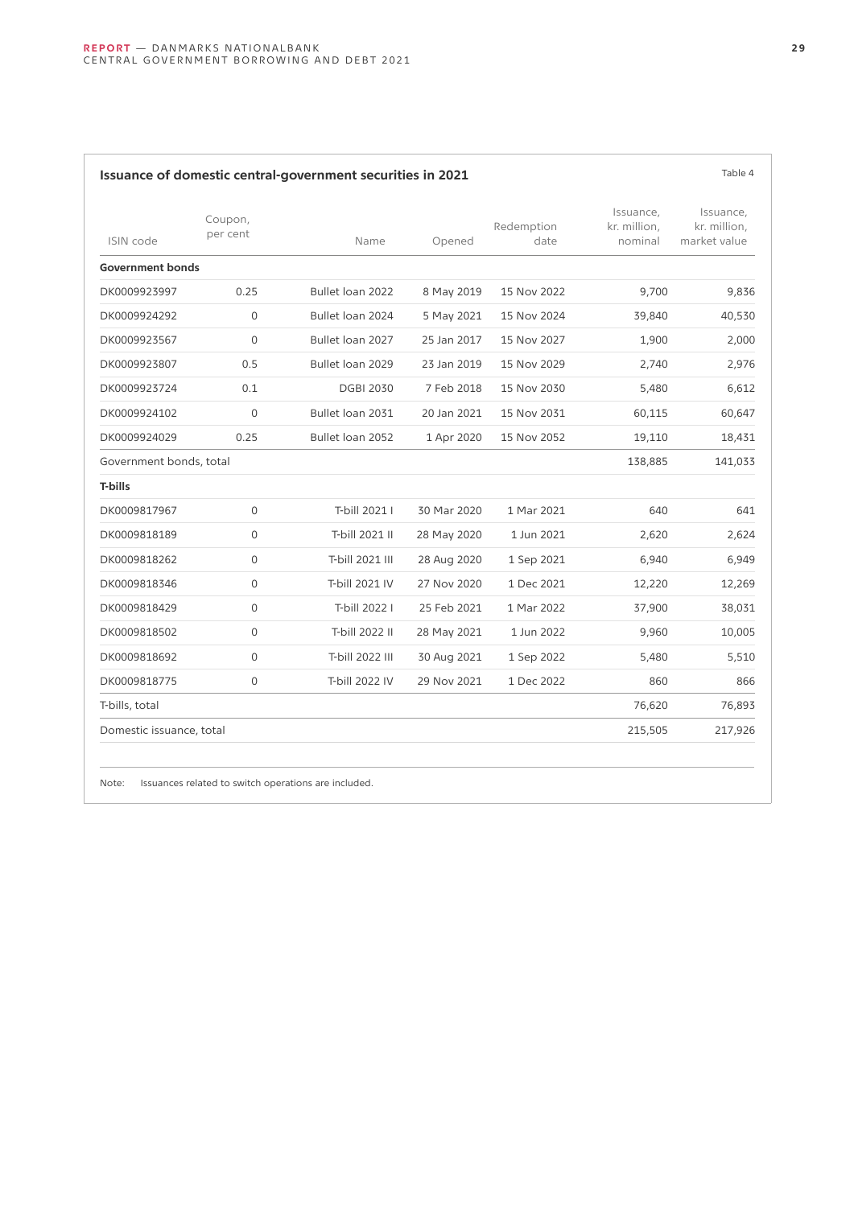**Issuance of domestic central-government securities in 2021**

Table 4

| ISIN code | Coupon, per cent | Name | Opened | Redemption date | Issuance, kr. million, nominal | Issuance, kr. million, market value |
|---|---|---|---|---|---|---|
| **Government bonds** | | | | | | |
| DK0009923997 | 0.25 | Bullet loan 2022 | 8 May 2019 | 15 Nov 2022 | 9,700 | 9,836 |
| DK0009924292 | 0 | Bullet loan 2024 | 5 May 2021 | 15 Nov 2024 | 39,840 | 40,530 |
| DK0009923567 | 0 | Bullet loan 2027 | 25 Jan 2017 | 15 Nov 2027 | 1,900 | 2,000 |
| DK0009923807 | 0.5 | Bullet loan 2029 | 23 Jan 2019 | 15 Nov 2029 | 2,740 | 2,976 |
| DK0009923724 | 0.1 | DGBI 2030 | 7 Feb 2018 | 15 Nov 2030 | 5,480 | 6,612 |
| DK0009924102 | 0 | Bullet loan 2031 | 20 Jan 2021 | 15 Nov 2031 | 60,115 | 60,647 |
| DK0009924029 | 0.25 | Bullet loan 2052 | 1 Apr 2020 | 15 Nov 2052 | 19,110 | 18,431 |
| Government bonds, total | | | | | 138,885 | 141,033 |
| **T-bills** | | | | | | |
| DK0009817967 | 0 | T-bill 2021 I | 30 Mar 2020 | 1 Mar 2021 | 640 | 641 |
| DK0009818189 | 0 | T-bill 2021 II | 28 May 2020 | 1 Jun 2021 | 2,620 | 2,624 |
| DK0009818262 | 0 | T-bill 2021 III | 28 Aug 2020 | 1 Sep 2021 | 6,940 | 6,949 |
| DK0009818346 | 0 | T-bill 2021 IV | 27 Nov 2020 | 1 Dec 2021 | 12,220 | 12,269 |
| DK0009818429 | 0 | T-bill 2022 I | 25 Feb 2021 | 1 Mar 2022 | 37,900 | 38,031 |
| DK0009818502 | 0 | T-bill 2022 II | 28 May 2021 | 1 Jun 2022 | 9,960 | 10,005 |
| DK0009818692 | 0 | T-bill 2022 III | 30 Aug 2021 | 1 Sep 2022 | 5,480 | 5,510 |
| DK0009818775 | 0 | T-bill 2022 IV | 29 Nov 2021 | 1 Dec 2022 | 860 | 866 |
| T-bills, total | | | | | 76,620 | 76,893 |
| Domestic issuance, total | | | | | 215,505 | 217,926 |

Note: Issuances related to switch operations are included.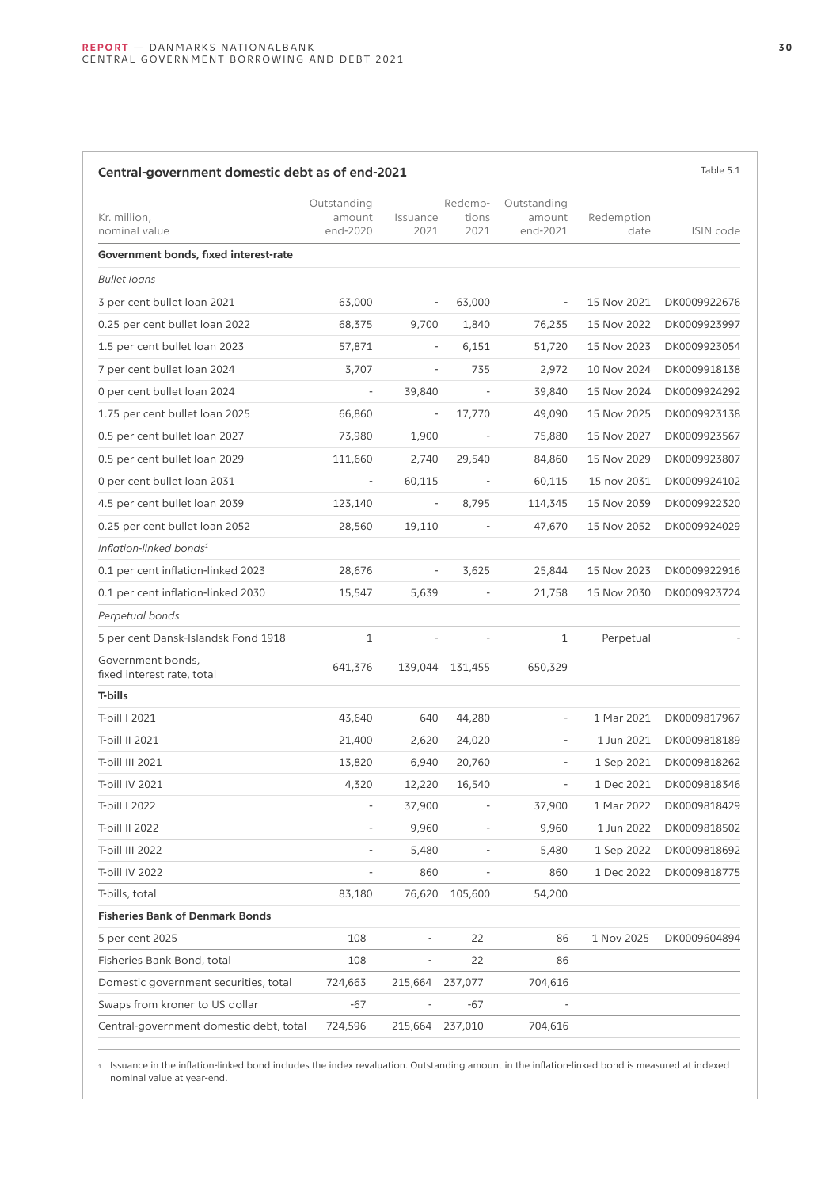**Central-government domestic debt as of end-2021**

Table 5.1

| Kr. million, nominal value | Outstanding amount end-2020 | Issuance 2021 | Redemptions 2021 | Outstanding amount end-2021 | Redemption date | ISIN code |
|---|---|---|---|---|---|---|
| **Government bonds, fixed interest-rate** | | | | | | |
| *Bullet loans* | | | | | | |
| 3 per cent bullet loan 2021 | 63,000 | - | 63,000 | - | 15 Nov 2021 | DK0009922676 |
| 0.25 per cent bullet loan 2022 | 68,375 | 9,700 | 1,840 | 76,235 | 15 Nov 2022 | DK0009923997 |
| 1.5 per cent bullet loan 2023 | 57,871 | - | 6,151 | 51,720 | 15 Nov 2023 | DK0009923054 |
| 7 per cent bullet loan 2024 | 3,707 | - | 735 | 2,972 | 10 Nov 2024 | DK0009918138 |
| 0 per cent bullet loan 2024 | - | 39,840 | - | 39,840 | 15 Nov 2024 | DK0009924292 |
| 1.75 per cent bullet loan 2025 | 66,860 | - | 17,770 | 49,090 | 15 Nov 2025 | DK0009923138 |
| 0.5 per cent bullet loan 2027 | 73,980 | 1,900 | - | 75,880 | 15 Nov 2027 | DK0009923567 |
| 0.5 per cent bullet loan 2029 | 111,660 | 2,740 | 29,540 | 84,860 | 15 Nov 2029 | DK0009923807 |
| 0 per cent bullet loan 2031 | - | 60,115 | - | 60,115 | 15 nov 2031 | DK0009924102 |
| 4.5 per cent bullet loan 2039 | 123,140 | - | 8,795 | 114,345 | 15 Nov 2039 | DK0009922320 |
| 0.25 per cent bullet loan 2052 | 28,560 | 19,110 | - | 47,670 | 15 Nov 2052 | DK0009924029 |
| *Inflation-linked bonds*[1] | | | | | | |
| 0.1 per cent inflation-linked 2023 | 28,676 | - | 3,625 | 25,844 | 15 Nov 2023 | DK0009922916 |
| 0.1 per cent inflation-linked 2030 | 15,547 | 5,639 | - | 21,758 | 15 Nov 2030 | DK0009923724 |
| *Perpetual bonds* | | | | | | |
| 5 per cent Dansk-Islandsk Fond 1918 | 1 | - | - | 1 | Perpetual | - |
| Government bonds, fixed interest rate, total | 641,376 | 139,044 | 131,455 | 650,329 | | |
| **T-bills** | | | | | | |
| T-bill I 2021 | 43,640 | 640 | 44,280 | - | 1 Mar 2021 | DK0009817967 |
| T-bill II 2021 | 21,400 | 2,620 | 24,020 | - | 1 Jun 2021 | DK0009818189 |
| T-bill III 2021 | 13,820 | 6,940 | 20,760 | - | 1 Sep 2021 | DK0009818262 |
| T-bill IV 2021 | 4,320 | 12,220 | 16,540 | - | 1 Dec 2021 | DK0009818346 |
| T-bill I 2022 | - | 37,900 | - | 37,900 | 1 Mar 2022 | DK0009818429 |
| T-bill II 2022 | - | 9,960 | - | 9,960 | 1 Jun 2022 | DK0009818502 |
| T-bill III 2022 | - | 5,480 | - | 5,480 | 1 Sep 2022 | DK0009818692 |
| T-bill IV 2022 | - | 860 | - | 860 | 1 Dec 2022 | DK0009818775 |
| T-bills, total | 83,180 | 76,620 | 105,600 | 54,200 | | |
| **Fisheries Bank of Denmark Bonds** | | | | | | |
| 5 per cent 2025 | 108 | - | 22 | 86 | 1 Nov 2025 | DK0009604894 |
| Fisheries Bank Bond, total | 108 | - | 22 | 86 | | |
| Domestic government securities, total | 724,663 | 215,664 | 237,077 | 704,616 | | |
| Swaps from kroner to US dollar | -67 | - | -67 | - | | |
| Central-government domestic debt, total | 724,596 | 215,664 | 237,010 | 704,616 | | |

1. Issuance in the inflation-linked bond includes the index revaluation. Outstanding amount in the inflation-linked bond is measured at indexed nominal value at year-end.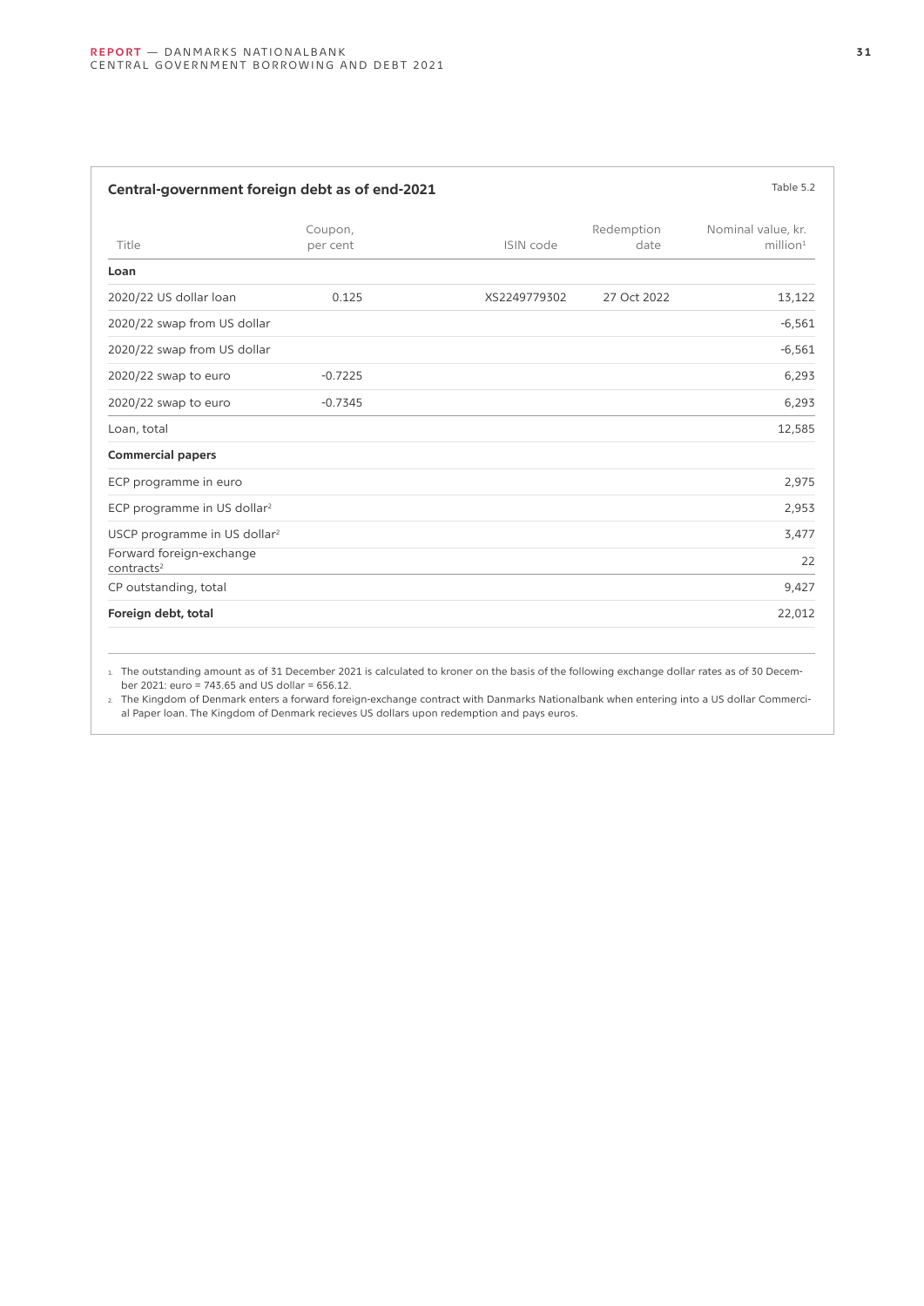**Central-government foreign debt as of end-2021**

Table 5.2

| Title | Coupon, per cent | ISIN code | Redemption date | Nominal value, kr. million[1] |
|---|---|---|---|---|
| **Loan** | | | | |
| 2020/22 US dollar loan | 0.125 | XS2249779302 | 27 Oct 2022 | 13,122 |
| 2020/22 swap from US dollar | | | | -6,561 |
| 2020/22 swap from US dollar | | | | -6,561 |
| 2020/22 swap to euro | -0.7225 | | | 6,293 |
| 2020/22 swap to euro | -0.7345 | | | 6,293 |
| Loan, total | | | | 12,585 |
| **Commercial papers** | | | | |
| ECP programme in euro | | | | 2,975 |
| ECP programme in US dollar[2] | | | | 2,953 |
| USCP programme in US dollar[2] | | | | 3,477 |
| Forward foreign-exchange contracts[2] | | | | 22 |
| CP outstanding, total | | | | 9,427 |
| **Foreign debt, total** | | | | 22,012 |

1. The outstanding amount as of 31 December 2021 is calculated to kroner on the basis of the following exchange dollar rates as of 30 December 2021: euro = 743.65 and US dollar = 656.12.
2. The Kingdom of Denmark enters a forward foreign-exchange contract with Danmarks Nationalbank when entering into a US dollar Commercial Paper loan. The Kingdom of Denmark recieves US dollars upon redemption and pays euros.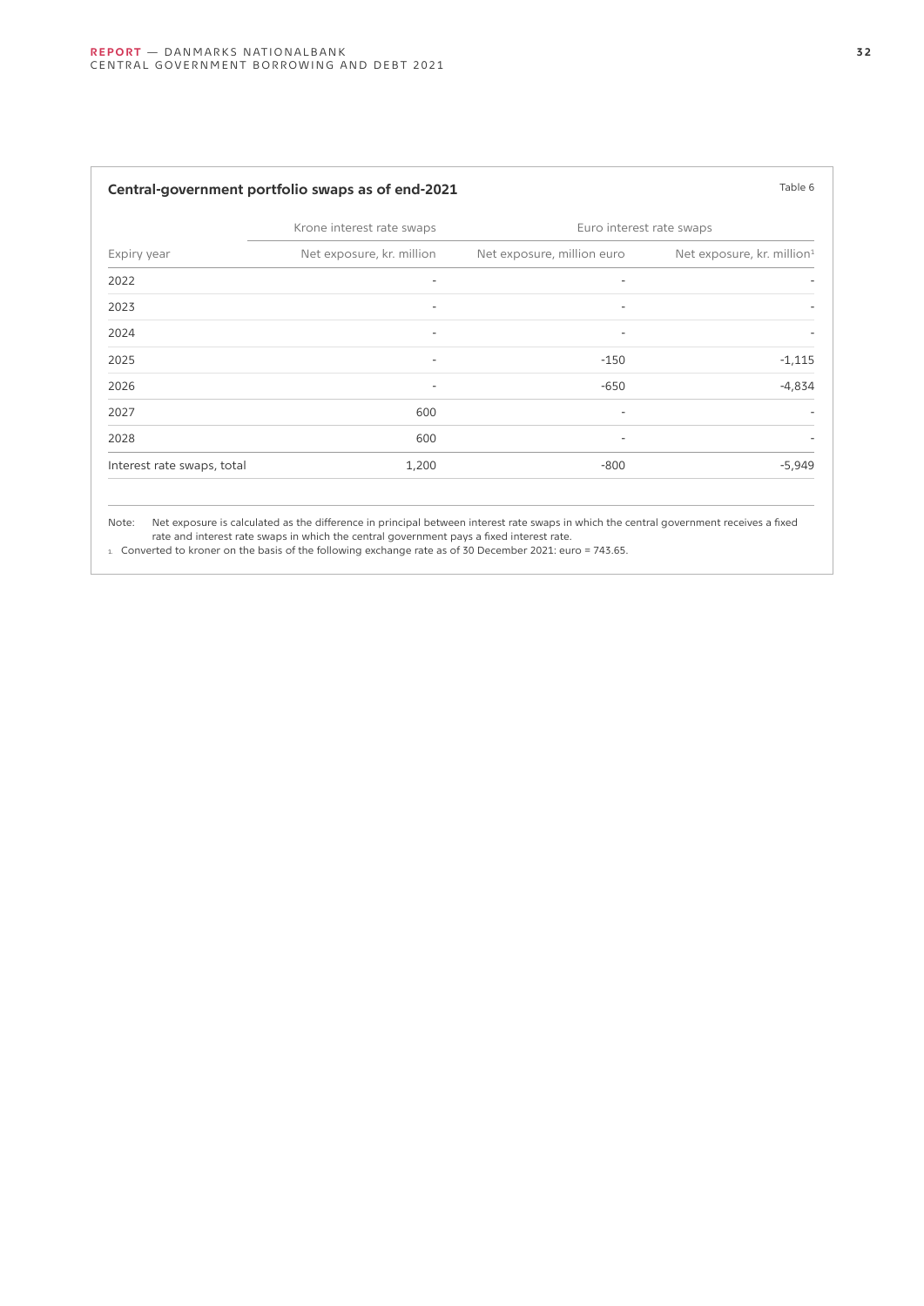**Central-government portfolio swaps as of end-2021**

Table 6

| | Krone interest rate swaps | Euro interest rate swaps | |
|---|---|---|---|
| Expiry year | Net exposure, kr. million | Net exposure, million euro | Net exposure, kr. million[1] |
| 2022 | - | - | - |
| 2023 | - | - | - |
| 2024 | - | - | - |
| 2025 | - | -150 | -1,115 |
| 2026 | - | -650 | -4,834 |
| 2027 | 600 | - | - |
| 2028 | 600 | - | - |
| Interest rate swaps, total | 1,200 | -800 | -5,949 |

Note: Net exposure is calculated as the difference in principal between interest rate swaps in which the central government receives a fixed rate and interest rate swaps in which the central government pays a fixed interest rate.

1. Converted to kroner on the basis of the following exchange rate as of 30 December 2021: euro = 743.65.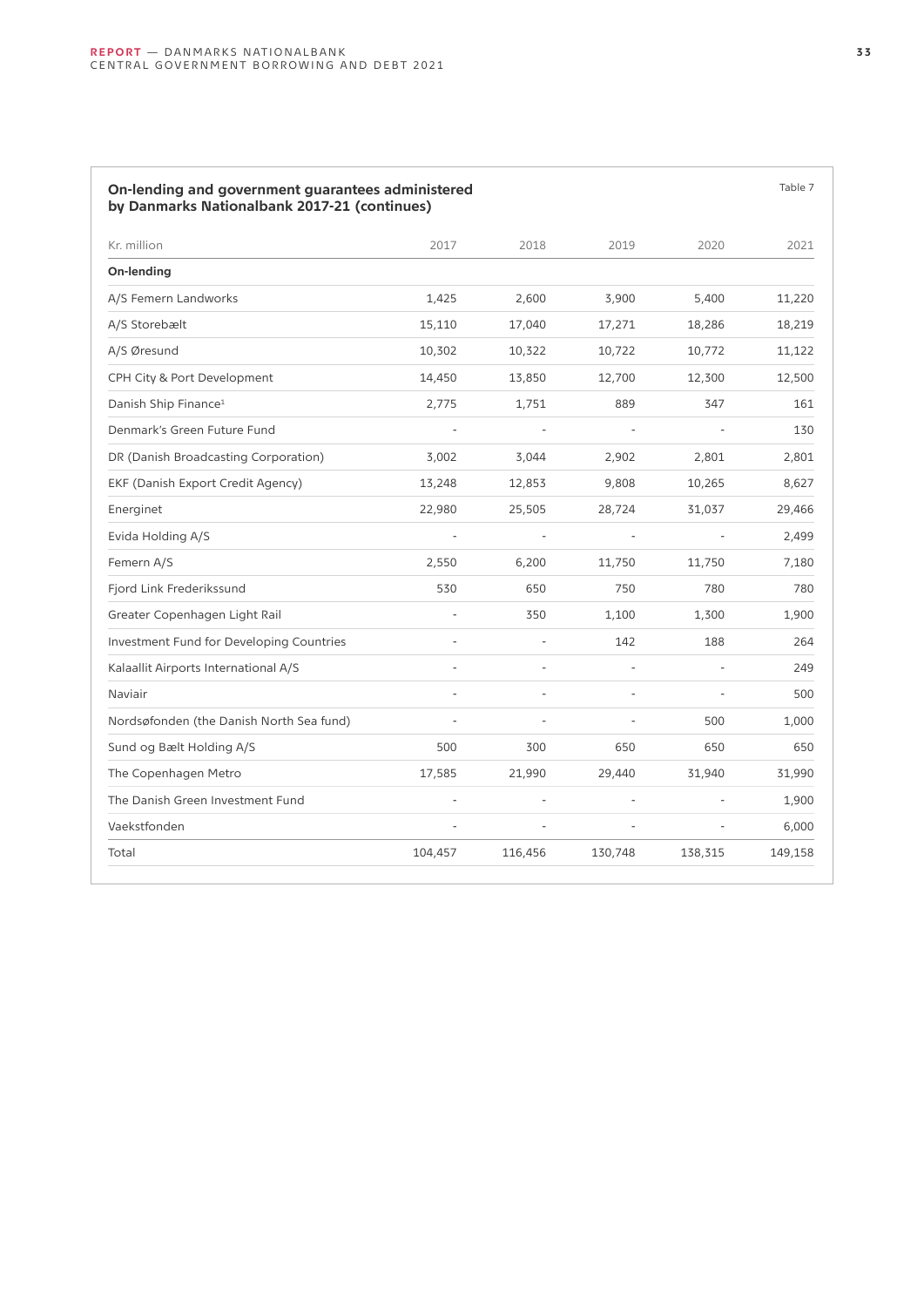**On-lending and government guarantees administered by Danmarks Nationalbank 2017-21 (continues)**

Table 7

| Kr. million | 2017 | 2018 | 2019 | 2020 | 2021 |
|---|---|---|---|---|---|
| **On-lending** | | | | | |
| A/S Femern Landworks | 1,425 | 2,600 | 3,900 | 5,400 | 11,220 |
| A/S Storebælt | 15,110 | 17,040 | 17,271 | 18,286 | 18,219 |
| A/S Øresund | 10,302 | 10,322 | 10,722 | 10,772 | 11,122 |
| CPH City & Port Development | 14,450 | 13,850 | 12,700 | 12,300 | 12,500 |
| Danish Ship Finance[1] | 2,775 | 1,751 | 889 | 347 | 161 |
| Denmark's Green Future Fund | - | - | - | - | 130 |
| DR (Danish Broadcasting Corporation) | 3,002 | 3,044 | 2,902 | 2,801 | 2,801 |
| EKF (Danish Export Credit Agency) | 13,248 | 12,853 | 9,808 | 10,265 | 8,627 |
| Energinet | 22,980 | 25,505 | 28,724 | 31,037 | 29,466 |
| Evida Holding A/S | - | - | - | - | 2,499 |
| Femern A/S | 2,550 | 6,200 | 11,750 | 11,750 | 7,180 |
| Fjord Link Frederikssund | 530 | 650 | 750 | 780 | 780 |
| Greater Copenhagen Light Rail | - | 350 | 1,100 | 1,300 | 1,900 |
| Investment Fund for Developing Countries | - | - | 142 | 188 | 264 |
| Kalaallit Airports International A/S | - | - | - | - | 249 |
| Naviair | - | - | - | - | 500 |
| Nordsøfonden (the Danish North Sea fund) | - | - | - | 500 | 1,000 |
| Sund og Bælt Holding A/S | 500 | 300 | 650 | 650 | 650 |
| The Copenhagen Metro | 17,585 | 21,990 | 29,440 | 31,940 | 31,990 |
| The Danish Green Investment Fund | - | - | - | - | 1,900 |
| Vaekstfonden | - | - | - | - | 6,000 |
| Total | 104,457 | 116,456 | 130,748 | 138,315 | 149,158 |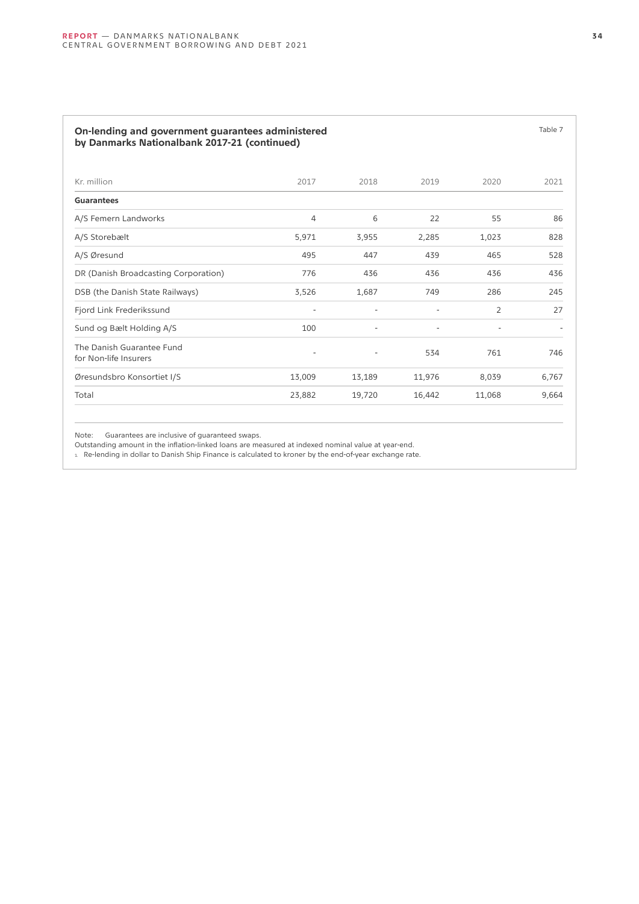## On-lending and government guarantees administered by Danmarks Nationalbank 2017-21 (continued)

Table 7

| Kr. million | 2017 | 2018 | 2019 | 2020 | 2021 |
|---|---|---|---|---|---|
| **Guarantees** | | | | | |
| A/S Femern Landworks | 4 | 6 | 22 | 55 | 86 |
| A/S Storebælt | 5,971 | 3,955 | 2,285 | 1,023 | 828 |
| A/S Øresund | 495 | 447 | 439 | 465 | 528 |
| DR (Danish Broadcasting Corporation) | 776 | 436 | 436 | 436 | 436 |
| DSB (the Danish State Railways) | 3,526 | 1,687 | 749 | 286 | 245 |
| Fjord Link Frederikssund | - | - | - | 2 | 27 |
| Sund og Bælt Holding A/S | 100 | - | - | - | - |
| The Danish Guarantee Fund for Non-life Insurers | - | - | 534 | 761 | 746 |
| Øresundsbro Konsortiet I/S | 13,009 | 13,189 | 11,976 | 8,039 | 6,767 |
| Total | 23,882 | 19,720 | 16,442 | 11,068 | 9,664 |

Note: Guarantees are inclusive of guaranteed swaps.
Outstanding amount in the inflation-linked loans are measured at indexed nominal value at year-end.
1. Re-lending in dollar to Danish Ship Finance is calculated to kroner by the end-of-year exchange rate.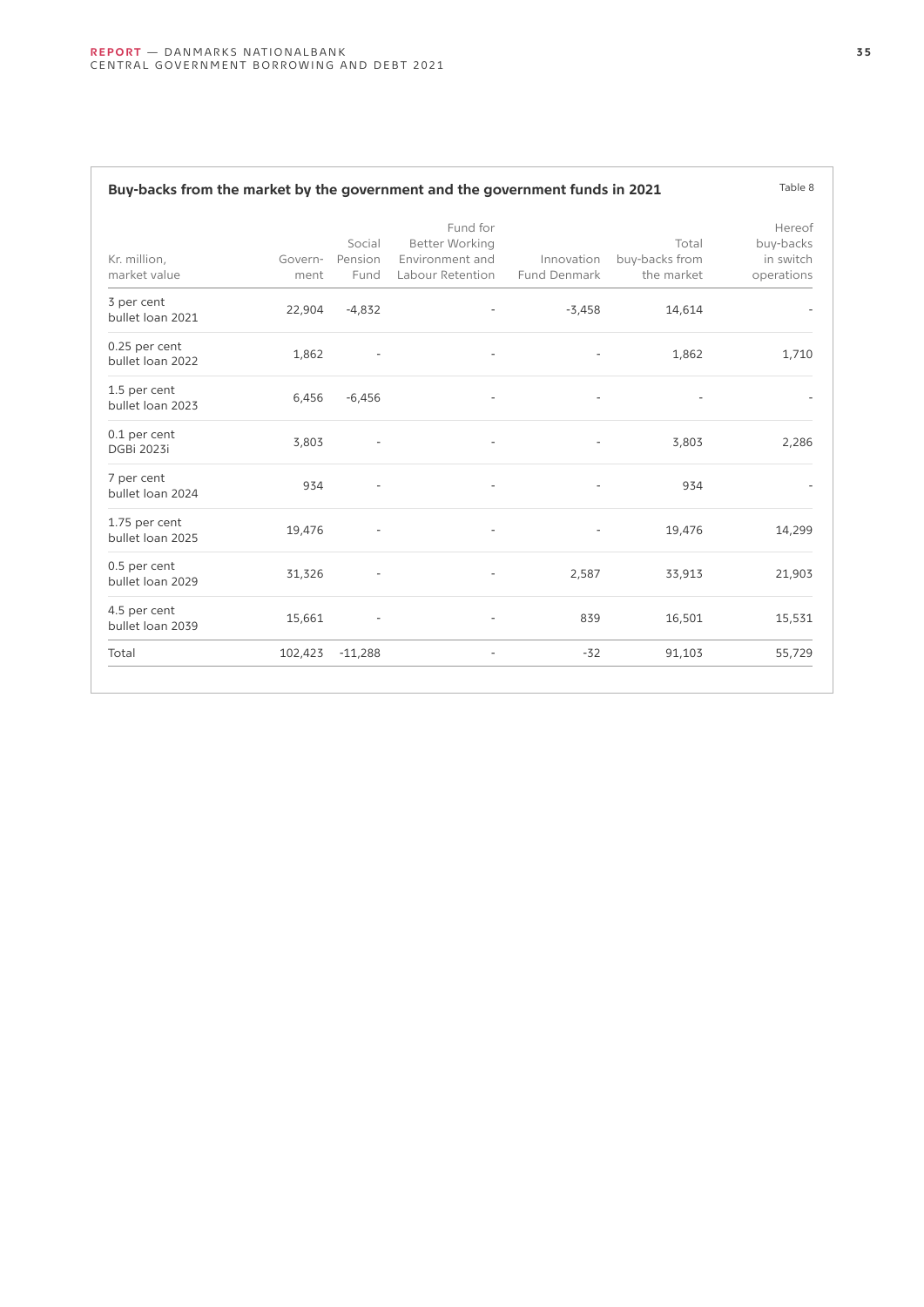**Buy-backs from the market by the government and the government funds in 2021**

Table 8

| Kr. million, market value | Govern-ment | Social Pension Fund | Fund for Better Working Environment and Labour Retention | Innovation Fund Denmark | Total buy-backs from the market | Hereof buy-backs in switch operations |
|---|---|---|---|---|---|---|
| 3 per cent bullet loan 2021 | 22,904 | -4,832 | - | -3,458 | 14,614 | - |
| 0.25 per cent bullet loan 2022 | 1,862 | - | - | - | 1,862 | 1,710 |
| 1.5 per cent bullet loan 2023 | 6,456 | -6,456 | - | - | - | - |
| 0.1 per cent DGBi 2023i | 3,803 | - | - | - | 3,803 | 2,286 |
| 7 per cent bullet loan 2024 | 934 | - | - | - | 934 | - |
| 1.75 per cent bullet loan 2025 | 19,476 | - | - | - | 19,476 | 14,299 |
| 0.5 per cent bullet loan 2029 | 31,326 | - | - | 2,587 | 33,913 | 21,903 |
| 4.5 per cent bullet loan 2039 | 15,661 | - | - | 839 | 16,501 | 15,531 |
| Total | 102,423 | -11,288 | - | -32 | 91,103 | 55,729 |